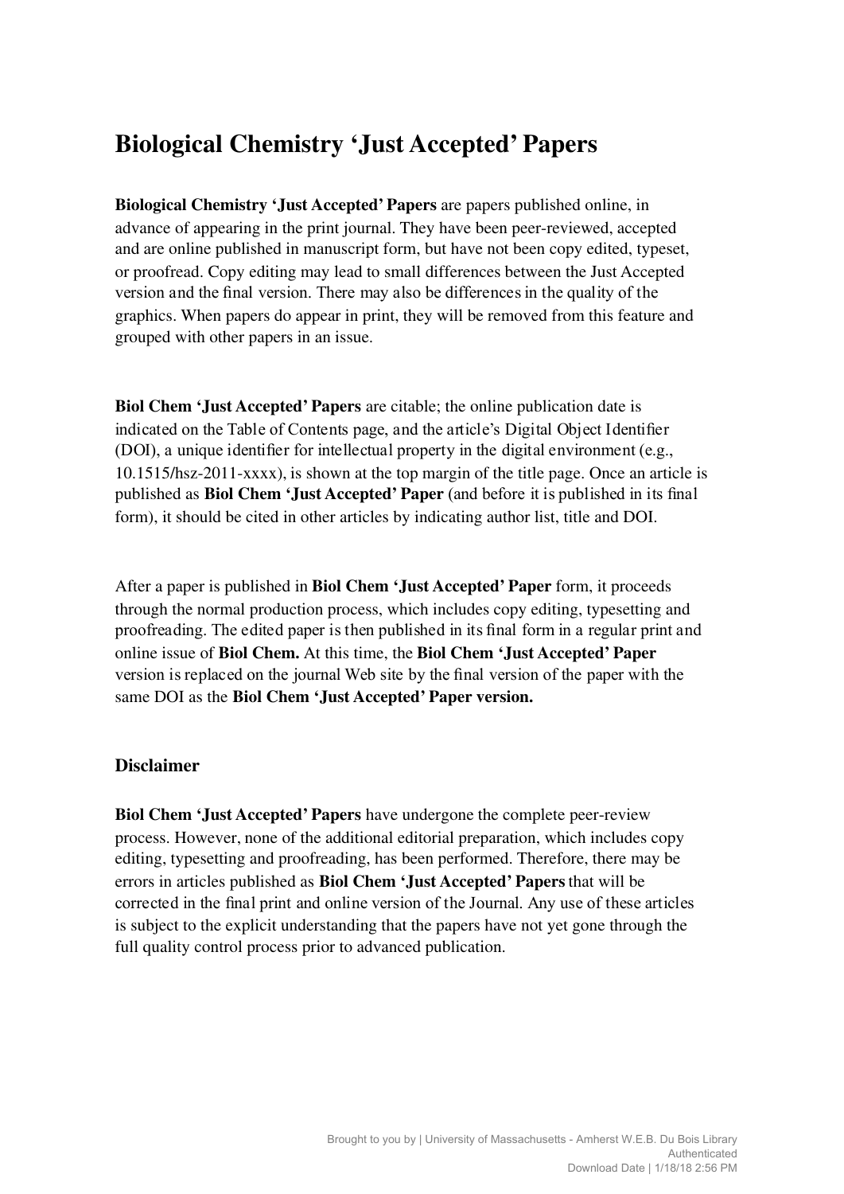# Biological Chemistry 'Just Accepted' Papers

**Biological Chemistry 'Just Accepted' Papers** are papers published online, in advance of appearing in the print journal. They have been peer-reviewed, accepted and are online published in manuscript form, but have not been copy edited, typeset, or proofread. Copy editing may lead to small differences between the Just Accepted version and the final version. There may also be differences in the quality of the graphics. When papers do appear in print, they will be removed from this feature and grouped with other papers in an issue.

**Biol Chem 'Just Accepted' Papers** are citable; the online publication date is indicated on the Table of Contents page, and the article's Digital Object Identifier (DOI), a unique identifier for intellectual property in the digital environment (e.g., 10.1515/hsz-2011-xxxx), is shown at the top margin of the title page. Once an article is published as **Biol Chem 'Just Accepted' Paper** (and before it is published in its final form), it should be cited in other articles by indicating author list, title and DOI.

After a paper is published in **Biol Chem 'Just Accepted' Paper** form, it proceeds through the normal production process, which includes copy editing, typesetting and proofreading. The edited paper is then published in its final form in a regular print and online issue of **Biol Chem.** At this time, the **Biol Chem 'Just Accepted' Paper** version is replaced on the journal Web site by the final version of the paper with the same DOI as the **Biol Chem 'Just Accepted' Paper version.**

### Disclaimer

**Biol Chem 'Just Accepted' Papers** have undergone the complete peer-review process. However, none of the additional editorial preparation, which includes copy editing, typesetting and proofreading, has been performed. Therefore, there may be errors in articles published as **Biol Chem 'Just Accepted' Papers** that will be corrected in the final print and online version of the Journal. Any use of these articles is subject to the explicit understanding that the papers have not yet gone through the full quality control process prior to advanced publication.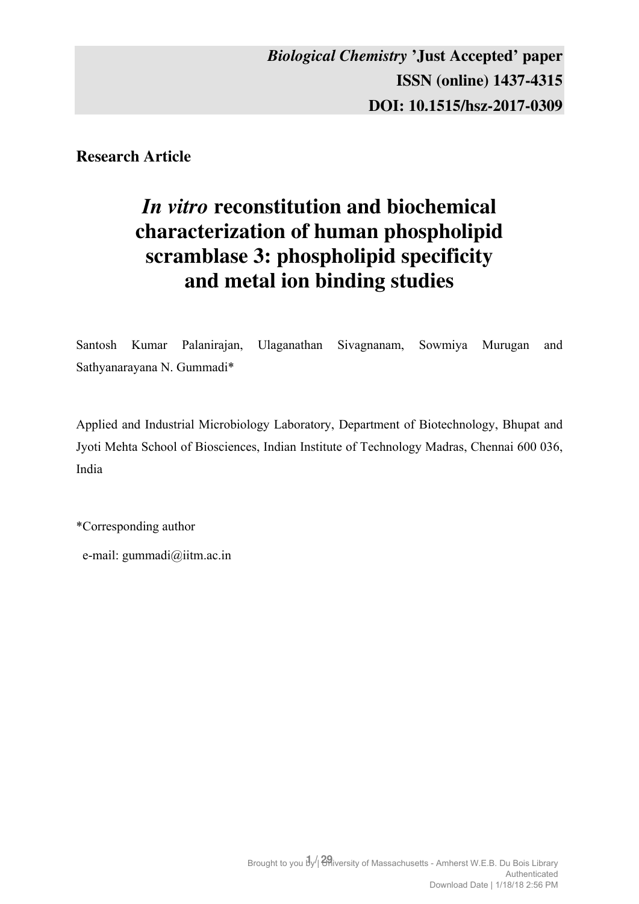*Biological Chemistry* **'Just Accepted' paper**
**ISSN (online) 1437-4315**
**DOI: 10.1515/hsz-2017-0309**

**Research Article**

# *In vitro* reconstitution and biochemical characterization of human phospholipid scramblase 3: phospholipid specificity and metal ion binding studies

Santosh Kumar Palanirajan, Ulaganathan Sivagnanam, Sowmiya Murugan and Sathyanarayana N. Gummadi*

Applied and Industrial Microbiology Laboratory, Department of Biotechnology, Bhupat and Jyoti Mehta School of Biosciences, Indian Institute of Technology Madras, Chennai 600 036, India

*Corresponding author

e-mail: gummadi@iitm.ac.in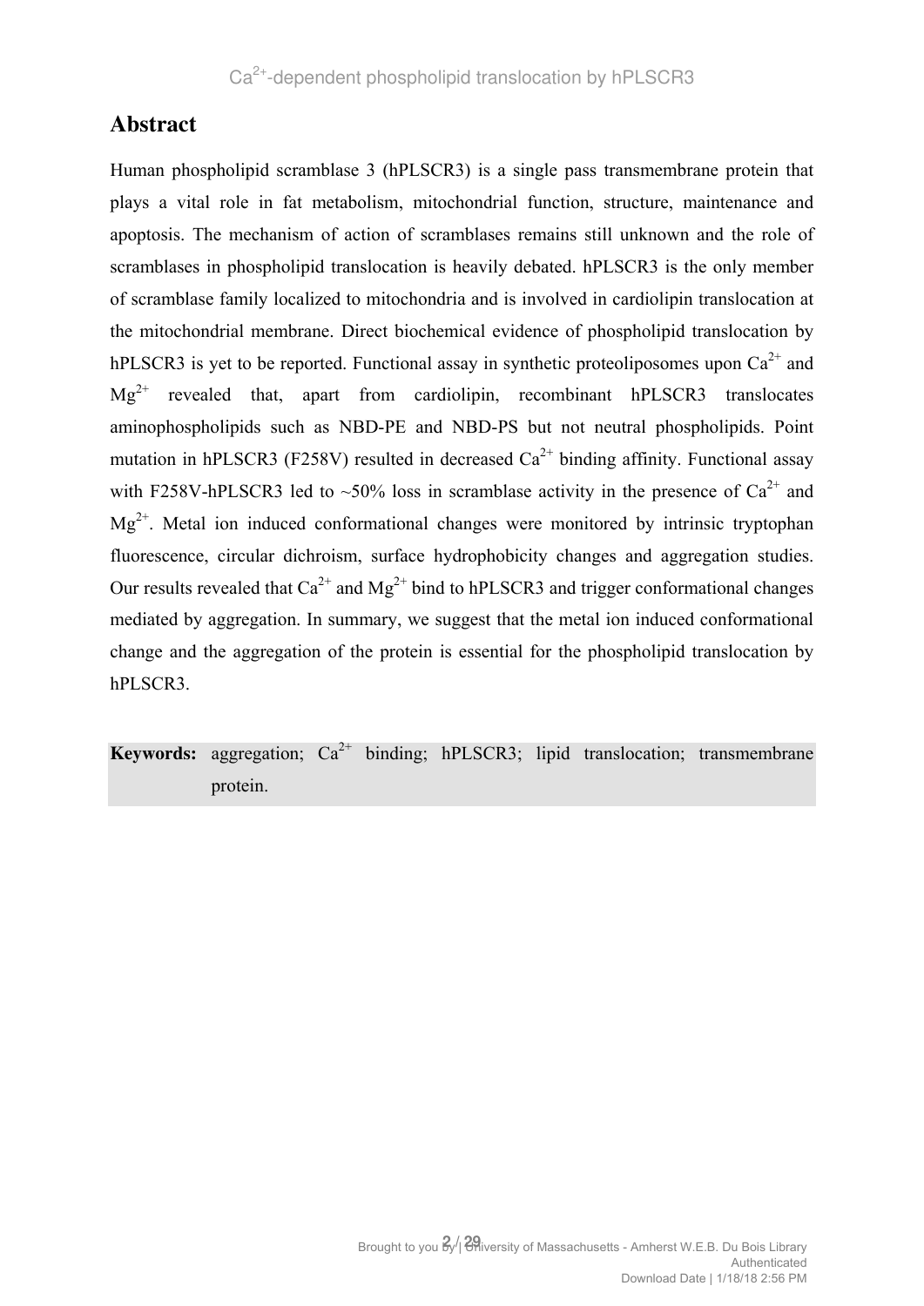## Abstract

Human phospholipid scramblase 3 (hPLSCR3) is a single pass transmembrane protein that plays a vital role in fat metabolism, mitochondrial function, structure, maintenance and apoptosis. The mechanism of action of scramblases remains still unknown and the role of scramblases in phospholipid translocation is heavily debated. hPLSCR3 is the only member of scramblase family localized to mitochondria and is involved in cardiolipin translocation at the mitochondrial membrane. Direct biochemical evidence of phospholipid translocation by hPLSCR3 is yet to be reported. Functional assay in synthetic proteoliposomes upon $Ca^{2+}$ and $Mg^{2+}$ revealed that, apart from cardiolipin, recombinant hPLSCR3 translocates aminophospholipids such as NBD-PE and NBD-PS but not neutral phospholipids. Point mutation in hPLSCR3 (F258V) resulted in decreased $Ca^{2+}$ binding affinity. Functional assay with F258V-hPLSCR3 led to ~50% loss in scramblase activity in the presence of $Ca^{2+}$ and $Mg^{2+}$. Metal ion induced conformational changes were monitored by intrinsic tryptophan fluorescence, circular dichroism, surface hydrophobicity changes and aggregation studies. Our results revealed that $Ca^{2+}$ and $Mg^{2+}$ bind to hPLSCR3 and trigger conformational changes mediated by aggregation. In summary, we suggest that the metal ion induced conformational change and the aggregation of the protein is essential for the phospholipid translocation by hPLSCR3.

**Keywords:** aggregation; $Ca^{2+}$ binding; hPLSCR3; lipid translocation; transmembrane protein.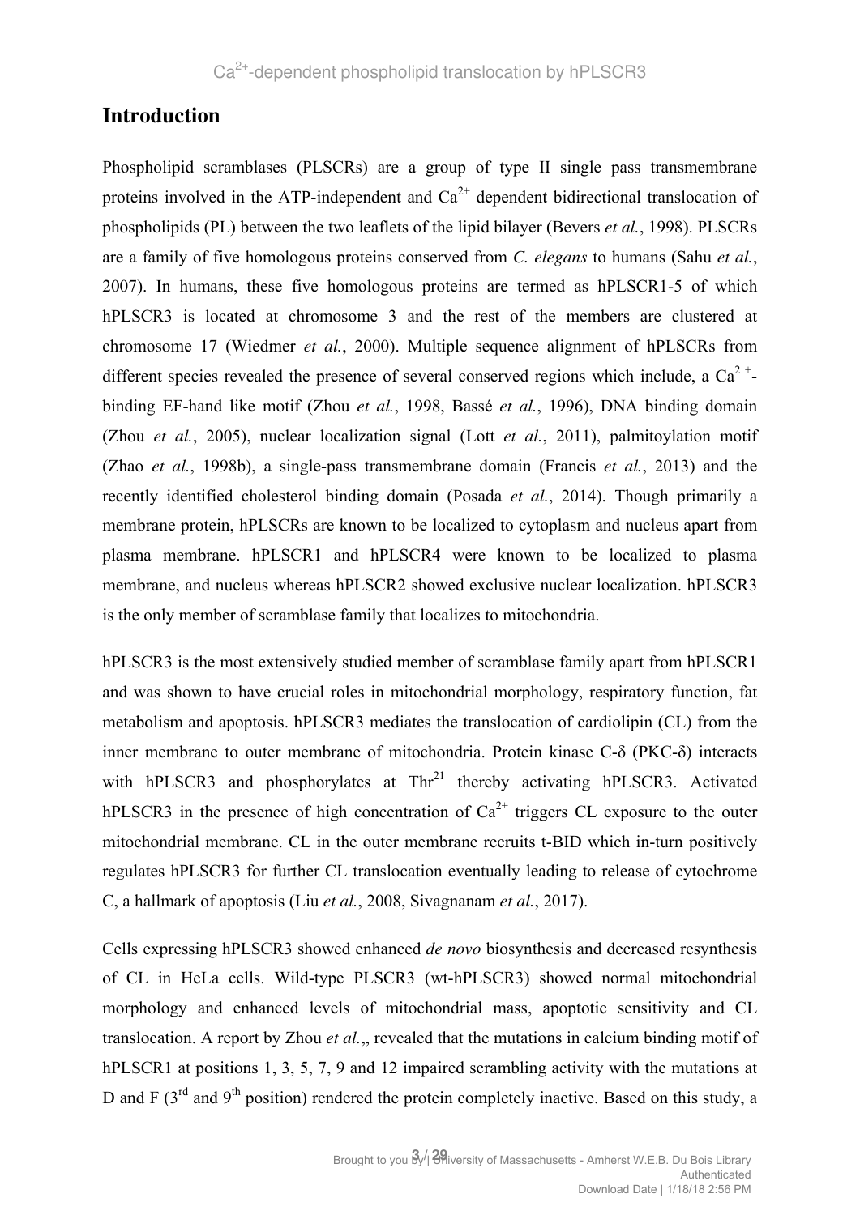## Introduction

Phospholipid scramblases (PLSCRs) are a group of type II single pass transmembrane proteins involved in the ATP-independent and $Ca^{2+}$ dependent bidirectional translocation of phospholipids (PL) between the two leaflets of the lipid bilayer (Bevers *et al.*, 1998). PLSCRs are a family of five homologous proteins conserved from *C. elegans* to humans (Sahu *et al.*, 2007). In humans, these five homologous proteins are termed as hPLSCR1-5 of which hPLSCR3 is located at chromosome 3 and the rest of the members are clustered at chromosome 17 (Wiedmer *et al.*, 2000). Multiple sequence alignment of hPLSCRs from different species revealed the presence of several conserved regions which include, a $Ca^{2+}$-binding EF-hand like motif (Zhou *et al.*, 1998, Bassé *et al.*, 1996), DNA binding domain (Zhou *et al.*, 2005), nuclear localization signal (Lott *et al.*, 2011), palmitoylation motif (Zhao *et al.*, 1998b), a single-pass transmembrane domain (Francis *et al.*, 2013) and the recently identified cholesterol binding domain (Posada *et al.*, 2014). Though primarily a membrane protein, hPLSCRs are known to be localized to cytoplasm and nucleus apart from plasma membrane. hPLSCR1 and hPLSCR4 were known to be localized to plasma membrane, and nucleus whereas hPLSCR2 showed exclusive nuclear localization. hPLSCR3 is the only member of scramblase family that localizes to mitochondria.

hPLSCR3 is the most extensively studied member of scramblase family apart from hPLSCR1 and was shown to have crucial roles in mitochondrial morphology, respiratory function, fat metabolism and apoptosis. hPLSCR3 mediates the translocation of cardiolipin (CL) from the inner membrane to outer membrane of mitochondria. Protein kinase C-δ (PKC-δ) interacts with hPLSCR3 and phosphorylates at $Thr^{21}$ thereby activating hPLSCR3. Activated hPLSCR3 in the presence of high concentration of $Ca^{2+}$ triggers CL exposure to the outer mitochondrial membrane. CL in the outer membrane recruits t-BID which in-turn positively regulates hPLSCR3 for further CL translocation eventually leading to release of cytochrome C, a hallmark of apoptosis (Liu *et al.*, 2008, Sivagnanam *et al.*, 2017).

Cells expressing hPLSCR3 showed enhanced *de novo* biosynthesis and decreased resynthesis of CL in HeLa cells. Wild-type PLSCR3 (wt-hPLSCR3) showed normal mitochondrial morphology and enhanced levels of mitochondrial mass, apoptotic sensitivity and CL translocation. A report by Zhou *et al.*,, revealed that the mutations in calcium binding motif of hPLSCR1 at positions 1, 3, 5, 7, 9 and 12 impaired scrambling activity with the mutations at D and F (3rd and 9th position) rendered the protein completely inactive. Based on this study, a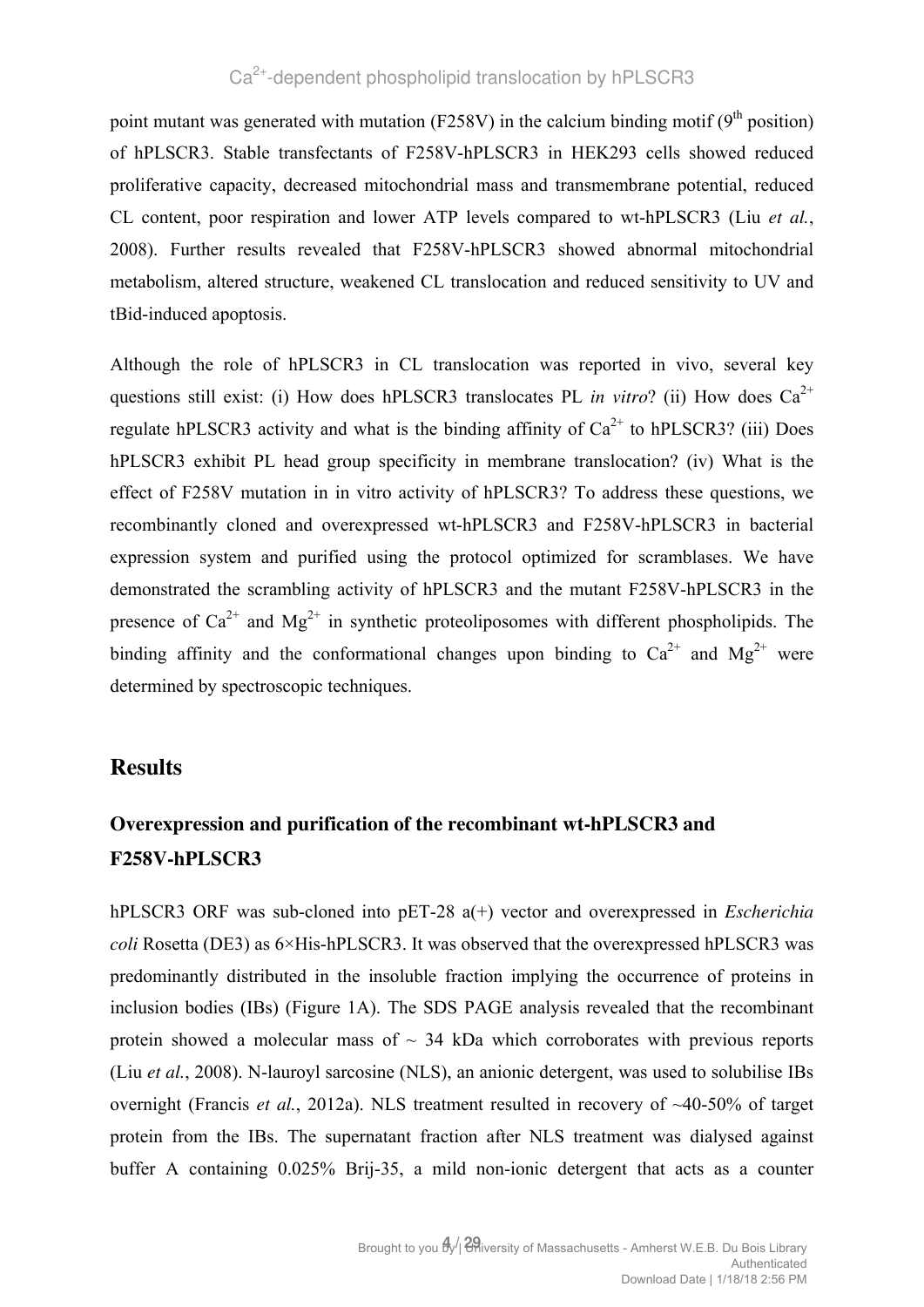point mutant was generated with mutation (F258V) in the calcium binding motif (9th position) of hPLSCR3. Stable transfectants of F258V-hPLSCR3 in HEK293 cells showed reduced proliferative capacity, decreased mitochondrial mass and transmembrane potential, reduced CL content, poor respiration and lower ATP levels compared to wt-hPLSCR3 (Liu *et al.*, 2008). Further results revealed that F258V-hPLSCR3 showed abnormal mitochondrial metabolism, altered structure, weakened CL translocation and reduced sensitivity to UV and tBid-induced apoptosis.

Although the role of hPLSCR3 in CL translocation was reported in vivo, several key questions still exist: (i) How does hPLSCR3 translocates PL *in vitro*? (ii) How does $Ca^{2+}$ regulate hPLSCR3 activity and what is the binding affinity of $Ca^{2+}$ to hPLSCR3? (iii) Does hPLSCR3 exhibit PL head group specificity in membrane translocation? (iv) What is the effect of F258V mutation in in vitro activity of hPLSCR3? To address these questions, we recombinantly cloned and overexpressed wt-hPLSCR3 and F258V-hPLSCR3 in bacterial expression system and purified using the protocol optimized for scramblases. We have demonstrated the scrambling activity of hPLSCR3 and the mutant F258V-hPLSCR3 in the presence of $Ca^{2+}$ and $Mg^{2+}$ in synthetic proteoliposomes with different phospholipids. The binding affinity and the conformational changes upon binding to $Ca^{2+}$ and $Mg^{2+}$ were determined by spectroscopic techniques.

## Results

### Overexpression and purification of the recombinant wt-hPLSCR3 and F258V-hPLSCR3

hPLSCR3 ORF was sub-cloned into pET-28 a(+) vector and overexpressed in *Escherichia coli* Rosetta (DE3) as 6×His-hPLSCR3. It was observed that the overexpressed hPLSCR3 was predominantly distributed in the insoluble fraction implying the occurrence of proteins in inclusion bodies (IBs) (Figure 1A). The SDS PAGE analysis revealed that the recombinant protein showed a molecular mass of ~ 34 kDa which corroborates with previous reports (Liu *et al.*, 2008). N-lauroyl sarcosine (NLS), an anionic detergent, was used to solubilise IBs overnight (Francis *et al.*, 2012a). NLS treatment resulted in recovery of ~40-50% of target protein from the IBs. The supernatant fraction after NLS treatment was dialysed against buffer A containing 0.025% Brij-35, a mild non-ionic detergent that acts as a counter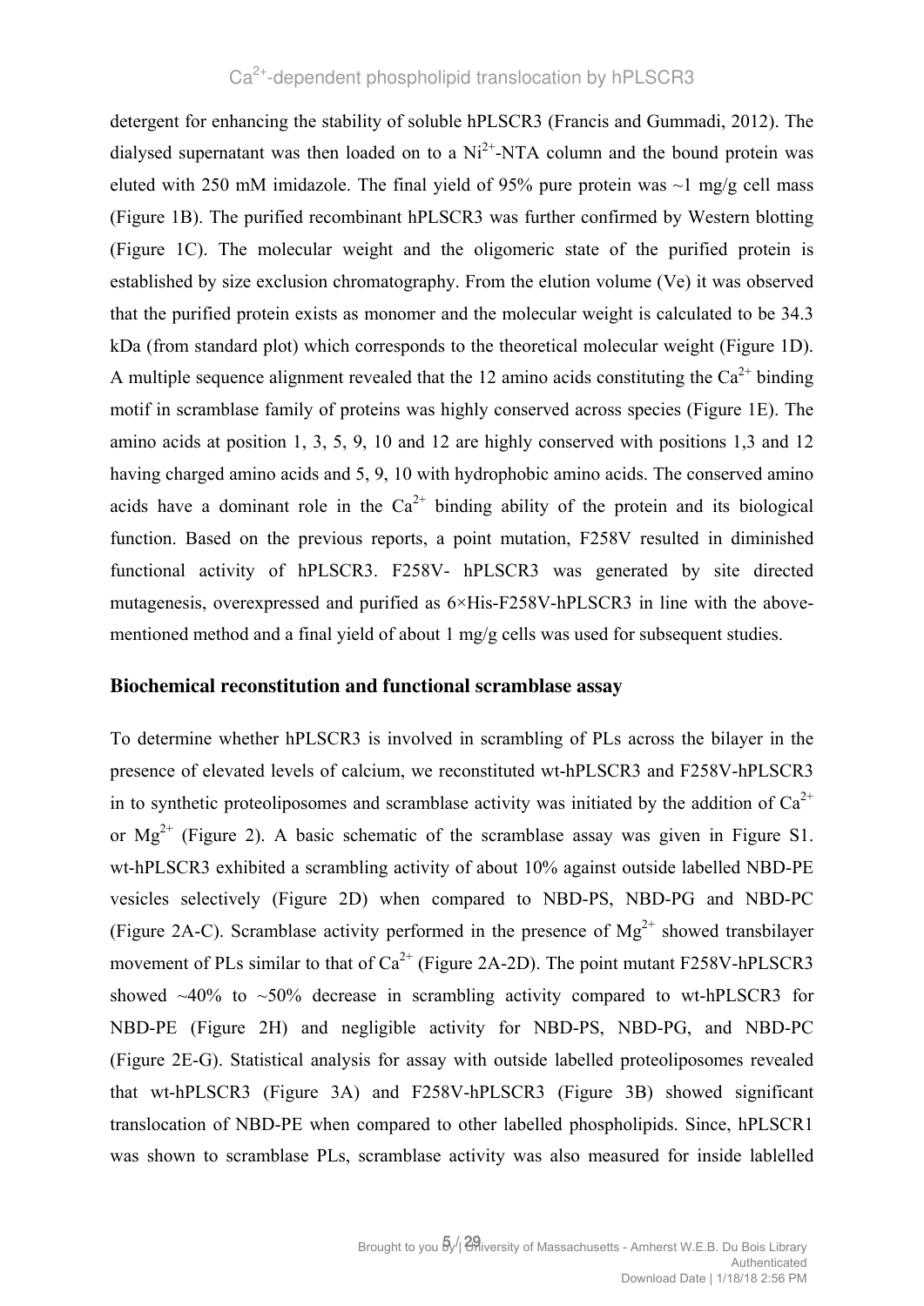detergent for enhancing the stability of soluble hPLSCR3 (Francis and Gummadi, 2012). The dialysed supernatant was then loaded on to a $Ni^{2+}$-NTA column and the bound protein was eluted with 250 mM imidazole. The final yield of 95% pure protein was ~1 mg/g cell mass (Figure 1B). The purified recombinant hPLSCR3 was further confirmed by Western blotting (Figure 1C). The molecular weight and the oligomeric state of the purified protein is established by size exclusion chromatography. From the elution volume (Ve) it was observed that the purified protein exists as monomer and the molecular weight is calculated to be 34.3 kDa (from standard plot) which corresponds to the theoretical molecular weight (Figure 1D). A multiple sequence alignment revealed that the 12 amino acids constituting the $Ca^{2+}$ binding motif in scramblase family of proteins was highly conserved across species (Figure 1E). The amino acids at position 1, 3, 5, 9, 10 and 12 are highly conserved with positions 1,3 and 12 having charged amino acids and 5, 9, 10 with hydrophobic amino acids. The conserved amino acids have a dominant role in the $Ca^{2+}$ binding ability of the protein and its biological function. Based on the previous reports, a point mutation, F258V resulted in diminished functional activity of hPLSCR3. F258V- hPLSCR3 was generated by site directed mutagenesis, overexpressed and purified as 6×His-F258V-hPLSCR3 in line with the above-mentioned method and a final yield of about 1 mg/g cells was used for subsequent studies.

## Biochemical reconstitution and functional scramblase assay

To determine whether hPLSCR3 is involved in scrambling of PLs across the bilayer in the presence of elevated levels of calcium, we reconstituted wt-hPLSCR3 and F258V-hPLSCR3 in to synthetic proteoliposomes and scramblase activity was initiated by the addition of $Ca^{2+}$ or $Mg^{2+}$ (Figure 2). A basic schematic of the scramblase assay was given in Figure S1. wt-hPLSCR3 exhibited a scrambling activity of about 10% against outside labelled NBD-PE vesicles selectively (Figure 2D) when compared to NBD-PS, NBD-PG and NBD-PC (Figure 2A-C). Scramblase activity performed in the presence of $Mg^{2+}$ showed transbilayer movement of PLs similar to that of $Ca^{2+}$ (Figure 2A-2D). The point mutant F258V-hPLSCR3 showed ~40% to ~50% decrease in scrambling activity compared to wt-hPLSCR3 for NBD-PE (Figure 2H) and negligible activity for NBD-PS, NBD-PG, and NBD-PC (Figure 2E-G). Statistical analysis for assay with outside labelled proteoliposomes revealed that wt-hPLSCR3 (Figure 3A) and F258V-hPLSCR3 (Figure 3B) showed significant translocation of NBD-PE when compared to other labelled phospholipids. Since, hPLSCR1 was shown to scramblase PLs, scramblase activity was also measured for inside lablelled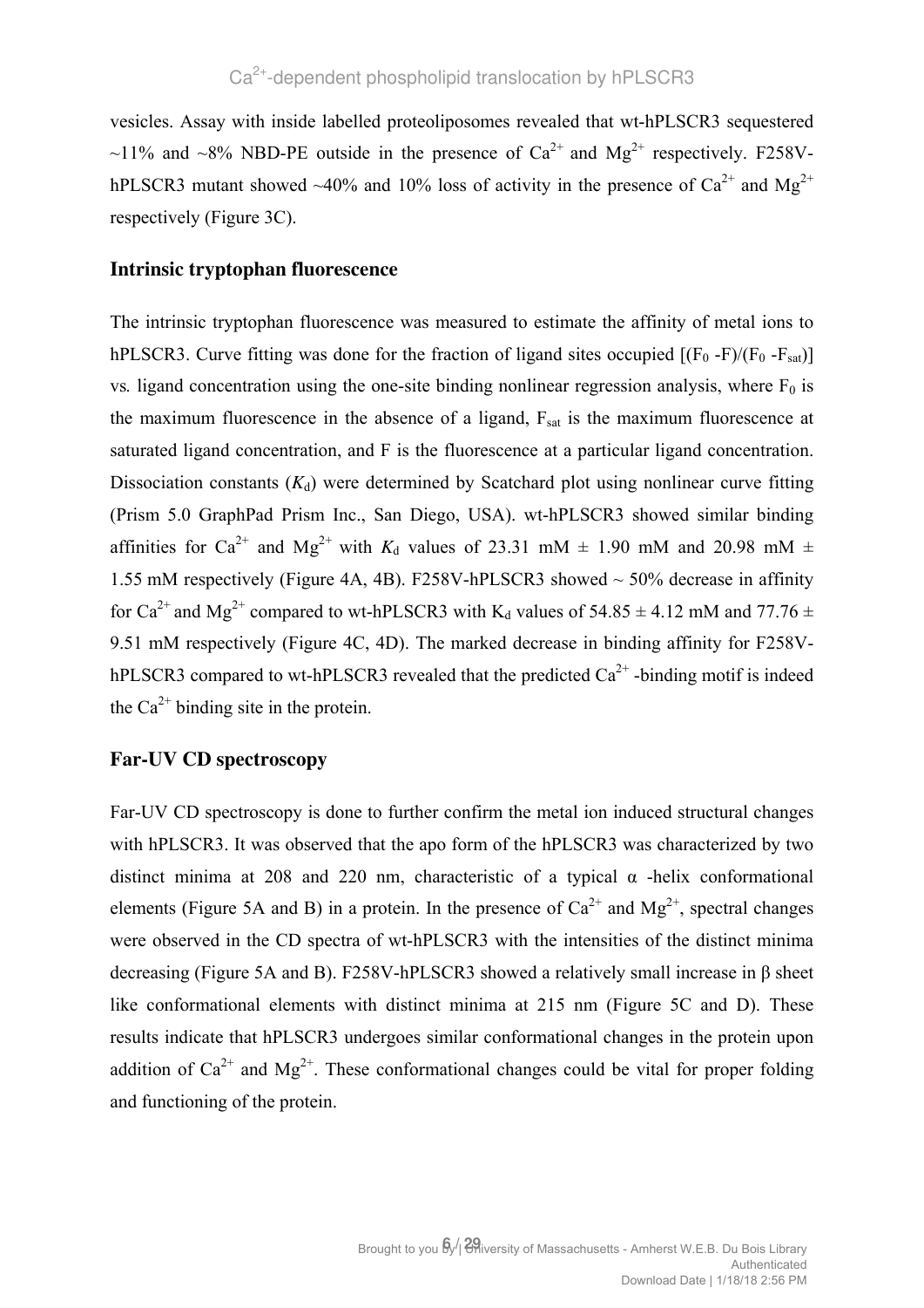vesicles. Assay with inside labelled proteoliposomes revealed that wt-hPLSCR3 sequestered ~11% and ~8% NBD-PE outside in the presence of $Ca^{2+}$ and $Mg^{2+}$ respectively. F258V-hPLSCR3 mutant showed ~40% and 10% loss of activity in the presence of $Ca^{2+}$ and $Mg^{2+}$ respectively (Figure 3C).

## Intrinsic tryptophan fluorescence

The intrinsic tryptophan fluorescence was measured to estimate the affinity of metal ions to hPLSCR3. Curve fitting was done for the fraction of ligand sites occupied $[(F_0 - F)/(F_0 - F_{sat})]$ vs. ligand concentration using the one-site binding nonlinear regression analysis, where $F_0$ is the maximum fluorescence in the absence of a ligand, $F_{sat}$ is the maximum fluorescence at saturated ligand concentration, and F is the fluorescence at a particular ligand concentration. Dissociation constants ($K_d$) were determined by Scatchard plot using nonlinear curve fitting (Prism 5.0 GraphPad Prism Inc., San Diego, USA). wt-hPLSCR3 showed similar binding affinities for $Ca^{2+}$ and $Mg^{2+}$ with $K_d$ values of 23.31 mM ± 1.90 mM and 20.98 mM ± 1.55 mM respectively (Figure 4A, 4B). F258V-hPLSCR3 showed ~ 50% decrease in affinity for $Ca^{2+}$ and $Mg^{2+}$ compared to wt-hPLSCR3 with $K_d$ values of 54.85 ± 4.12 mM and 77.76 ± 9.51 mM respectively (Figure 4C, 4D). The marked decrease in binding affinity for F258V-hPLSCR3 compared to wt-hPLSCR3 revealed that the predicted $Ca^{2+}$ -binding motif is indeed the $Ca^{2+}$ binding site in the protein.

## Far-UV CD spectroscopy

Far-UV CD spectroscopy is done to further confirm the metal ion induced structural changes with hPLSCR3. It was observed that the apo form of the hPLSCR3 was characterized by two distinct minima at 208 and 220 nm, characteristic of a typical α -helix conformational elements (Figure 5A and B) in a protein. In the presence of $Ca^{2+}$ and $Mg^{2+}$, spectral changes were observed in the CD spectra of wt-hPLSCR3 with the intensities of the distinct minima decreasing (Figure 5A and B). F258V-hPLSCR3 showed a relatively small increase in β sheet like conformational elements with distinct minima at 215 nm (Figure 5C and D). These results indicate that hPLSCR3 undergoes similar conformational changes in the protein upon addition of $Ca^{2+}$ and $Mg^{2+}$. These conformational changes could be vital for proper folding and functioning of the protein.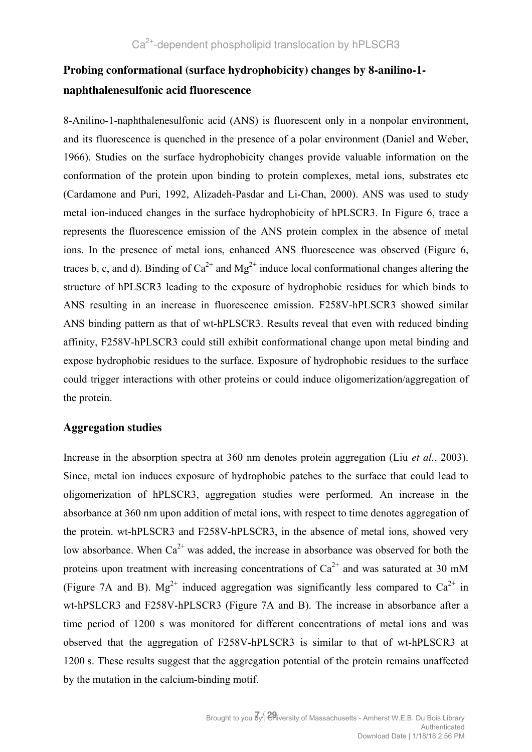## Probing conformational (surface hydrophobicity) changes by 8-anilino-1-naphthalenesulfonic acid fluorescence

8-Anilino-1-naphthalenesulfonic acid (ANS) is fluorescent only in a nonpolar environment, and its fluorescence is quenched in the presence of a polar environment (Daniel and Weber, 1966). Studies on the surface hydrophobicity changes provide valuable information on the conformation of the protein upon binding to protein complexes, metal ions, substrates etc (Cardamone and Puri, 1992, Alizadeh-Pasdar and Li-Chan, 2000). ANS was used to study metal ion-induced changes in the surface hydrophobicity of hPLSCR3. In Figure 6, trace a represents the fluorescence emission of the ANS protein complex in the absence of metal ions. In the presence of metal ions, enhanced ANS fluorescence was observed (Figure 6, traces b, c, and d). Binding of $Ca^{2+}$ and $Mg^{2+}$ induce local conformational changes altering the structure of hPLSCR3 leading to the exposure of hydrophobic residues for which binds to ANS resulting in an increase in fluorescence emission. F258V-hPLSCR3 showed similar ANS binding pattern as that of wt-hPLSCR3. Results reveal that even with reduced binding affinity, F258V-hPLSCR3 could still exhibit conformational change upon metal binding and expose hydrophobic residues to the surface. Exposure of hydrophobic residues to the surface could trigger interactions with other proteins or could induce oligomerization/aggregation of the protein.

## Aggregation studies

Increase in the absorption spectra at 360 nm denotes protein aggregation (Liu *et al.*, 2003). Since, metal ion induces exposure of hydrophobic patches to the surface that could lead to oligomerization of hPLSCR3, aggregation studies were performed. An increase in the absorbance at 360 nm upon addition of metal ions, with respect to time denotes aggregation of the protein. wt-hPLSCR3 and F258V-hPLSCR3, in the absence of metal ions, showed very low absorbance. When $Ca^{2+}$ was added, the increase in absorbance was observed for both the proteins upon treatment with increasing concentrations of $Ca^{2+}$ and was saturated at 30 mM (Figure 7A and B). $Mg^{2+}$ induced aggregation was significantly less compared to $Ca^{2+}$ in wt-hPSLCR3 and F258V-hPLSCR3 (Figure 7A and B). The increase in absorbance after a time period of 1200 s was monitored for different concentrations of metal ions and was observed that the aggregation of F258V-hPLSCR3 is similar to that of wt-hPLSCR3 at 1200 s. These results suggest that the aggregation potential of the protein remains unaffected by the mutation in the calcium-binding motif.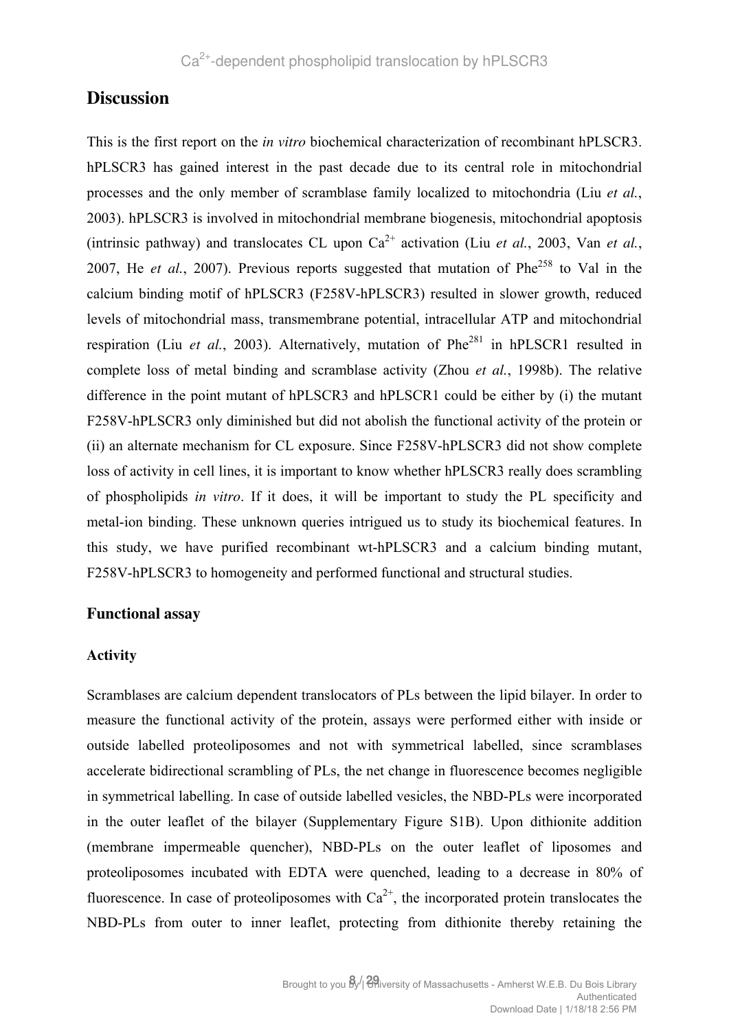# Discussion

This is the first report on the *in vitro* biochemical characterization of recombinant hPLSCR3. hPLSCR3 has gained interest in the past decade due to its central role in mitochondrial processes and the only member of scramblase family localized to mitochondria (Liu *et al.*, 2003). hPLSCR3 is involved in mitochondrial membrane biogenesis, mitochondrial apoptosis (intrinsic pathway) and translocates CL upon $Ca^{2+}$ activation (Liu *et al.*, 2003, Van *et al.*, 2007, He *et al.*, 2007). Previous reports suggested that mutation of Phe[258] to Val in the calcium binding motif of hPLSCR3 (F258V-hPLSCR3) resulted in slower growth, reduced levels of mitochondrial mass, transmembrane potential, intracellular ATP and mitochondrial respiration (Liu *et al.*, 2003). Alternatively, mutation of Phe[281] in hPLSCR1 resulted in complete loss of metal binding and scramblase activity (Zhou *et al.*, 1998b). The relative difference in the point mutant of hPLSCR3 and hPLSCR1 could be either by (i) the mutant F258V-hPLSCR3 only diminished but did not abolish the functional activity of the protein or (ii) an alternate mechanism for CL exposure. Since F258V-hPLSCR3 did not show complete loss of activity in cell lines, it is important to know whether hPLSCR3 really does scrambling of phospholipids *in vitro*. If it does, it will be important to study the PL specificity and metal-ion binding. These unknown queries intrigued us to study its biochemical features. In this study, we have purified recombinant wt-hPLSCR3 and a calcium binding mutant, F258V-hPLSCR3 to homogeneity and performed functional and structural studies.

## Functional assay

### Activity

Scramblases are calcium dependent translocators of PLs between the lipid bilayer. In order to measure the functional activity of the protein, assays were performed either with inside or outside labelled proteoliposomes and not with symmetrical labelled, since scramblases accelerate bidirectional scrambling of PLs, the net change in fluorescence becomes negligible in symmetrical labelling. In case of outside labelled vesicles, the NBD-PLs were incorporated in the outer leaflet of the bilayer (Supplementary Figure S1B). Upon dithionite addition (membrane impermeable quencher), NBD-PLs on the outer leaflet of liposomes and proteoliposomes incubated with EDTA were quenched, leading to a decrease in 80% of fluorescence. In case of proteoliposomes with $Ca^{2+}$, the incorporated protein translocates the NBD-PLs from outer to inner leaflet, protecting from dithionite thereby retaining the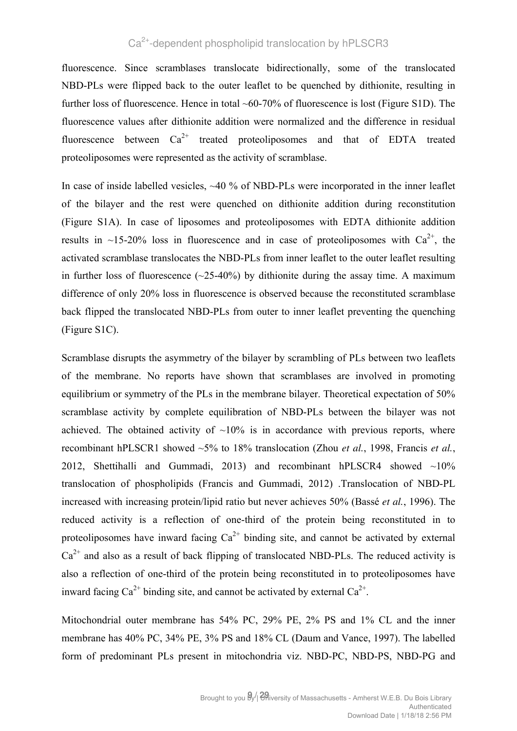fluorescence. Since scramblases translocate bidirectionally, some of the translocated NBD-PLs were flipped back to the outer leaflet to be quenched by dithionite, resulting in further loss of fluorescence. Hence in total ~60-70% of fluorescence is lost (Figure S1D). The fluorescence values after dithionite addition were normalized and the difference in residual fluorescence between $Ca^{2+}$ treated proteoliposomes and that of EDTA treated proteoliposomes were represented as the activity of scramblase.

In case of inside labelled vesicles, ~40 % of NBD-PLs were incorporated in the inner leaflet of the bilayer and the rest were quenched on dithionite addition during reconstitution (Figure S1A). In case of liposomes and proteoliposomes with EDTA dithionite addition results in ~15-20% loss in fluorescence and in case of proteoliposomes with $Ca^{2+}$, the activated scramblase translocates the NBD-PLs from inner leaflet to the outer leaflet resulting in further loss of fluorescence (~25-40%) by dithionite during the assay time. A maximum difference of only 20% loss in fluorescence is observed because the reconstituted scramblase back flipped the translocated NBD-PLs from outer to inner leaflet preventing the quenching (Figure S1C).

Scramblase disrupts the asymmetry of the bilayer by scrambling of PLs between two leaflets of the membrane. No reports have shown that scramblases are involved in promoting equilibrium or symmetry of the PLs in the membrane bilayer. Theoretical expectation of 50% scramblase activity by complete equilibration of NBD-PLs between the bilayer was not achieved. The obtained activity of ~10% is in accordance with previous reports, where recombinant hPLSCR1 showed ~5% to 18% translocation (Zhou *et al.*, 1998, Francis *et al.*, 2012, Shettihalli and Gummadi, 2013) and recombinant hPLSCR4 showed ~10% translocation of phospholipids (Francis and Gummadi, 2012) .Translocation of NBD-PL increased with increasing protein/lipid ratio but never achieves 50% (Bassé *et al.*, 1996). The reduced activity is a reflection of one-third of the protein being reconstituted in to proteoliposomes have inward facing $Ca^{2+}$ binding site, and cannot be activated by external $Ca^{2+}$ and also as a result of back flipping of translocated NBD-PLs. The reduced activity is also a reflection of one-third of the protein being reconstituted in to proteoliposomes have inward facing $Ca^{2+}$ binding site, and cannot be activated by external $Ca^{2+}$.

Mitochondrial outer membrane has 54% PC, 29% PE, 2% PS and 1% CL and the inner membrane has 40% PC, 34% PE, 3% PS and 18% CL (Daum and Vance, 1997). The labelled form of predominant PLs present in mitochondria viz. NBD-PC, NBD-PS, NBD-PG and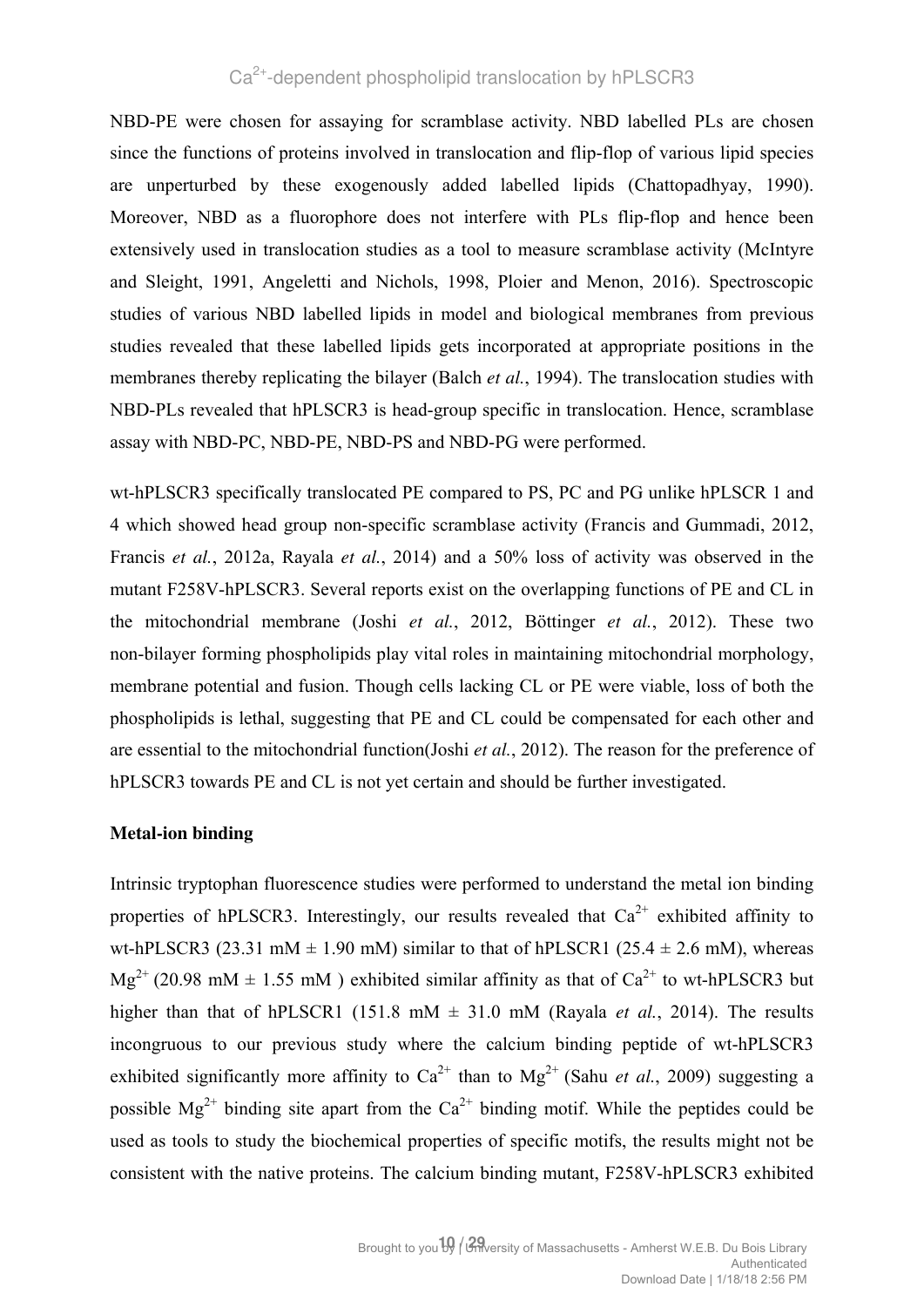NBD-PE were chosen for assaying for scramblase activity. NBD labelled PLs are chosen since the functions of proteins involved in translocation and flip-flop of various lipid species are unperturbed by these exogenously added labelled lipids (Chattopadhyay, 1990). Moreover, NBD as a fluorophore does not interfere with PLs flip-flop and hence been extensively used in translocation studies as a tool to measure scramblase activity (McIntyre and Sleight, 1991, Angeletti and Nichols, 1998, Ploier and Menon, 2016). Spectroscopic studies of various NBD labelled lipids in model and biological membranes from previous studies revealed that these labelled lipids gets incorporated at appropriate positions in the membranes thereby replicating the bilayer (Balch *et al.*, 1994). The translocation studies with NBD-PLs revealed that hPLSCR3 is head-group specific in translocation. Hence, scramblase assay with NBD-PC, NBD-PE, NBD-PS and NBD-PG were performed.

wt-hPLSCR3 specifically translocated PE compared to PS, PC and PG unlike hPLSCR 1 and 4 which showed head group non-specific scramblase activity (Francis and Gummadi, 2012, Francis *et al.*, 2012a, Rayala *et al.*, 2014) and a 50% loss of activity was observed in the mutant F258V-hPLSCR3. Several reports exist on the overlapping functions of PE and CL in the mitochondrial membrane (Joshi *et al.*, 2012, Böttinger *et al.*, 2012). These two non-bilayer forming phospholipids play vital roles in maintaining mitochondrial morphology, membrane potential and fusion. Though cells lacking CL or PE were viable, loss of both the phospholipids is lethal, suggesting that PE and CL could be compensated for each other and are essential to the mitochondrial function(Joshi *et al.*, 2012). The reason for the preference of hPLSCR3 towards PE and CL is not yet certain and should be further investigated.

**Metal-ion binding**

Intrinsic tryptophan fluorescence studies were performed to understand the metal ion binding properties of hPLSCR3. Interestingly, our results revealed that $Ca^{2+}$ exhibited affinity to wt-hPLSCR3 (23.31 mM $\pm$ 1.90 mM) similar to that of hPLSCR1 (25.4 $\pm$ 2.6 mM), whereas $Mg^{2+}$ (20.98 mM $\pm$ 1.55 mM ) exhibited similar affinity as that of $Ca^{2+}$ to wt-hPLSCR3 but higher than that of hPLSCR1 (151.8 mM $\pm$ 31.0 mM (Rayala *et al.*, 2014). The results incongruous to our previous study where the calcium binding peptide of wt-hPLSCR3 exhibited significantly more affinity to $Ca^{2+}$ than to $Mg^{2+}$ (Sahu *et al.*, 2009) suggesting a possible $Mg^{2+}$ binding site apart from the $Ca^{2+}$ binding motif. While the peptides could be used as tools to study the biochemical properties of specific motifs, the results might not be consistent with the native proteins. The calcium binding mutant, F258V-hPLSCR3 exhibited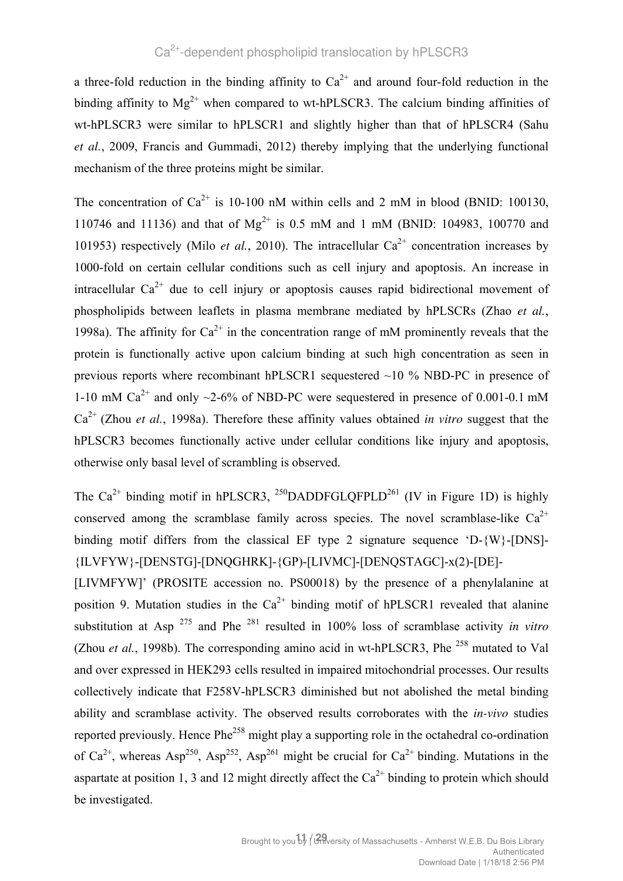a three-fold reduction in the binding affinity to $Ca^{2+}$ and around four-fold reduction in the binding affinity to $Mg^{2+}$ when compared to wt-hPLSCR3. The calcium binding affinities of wt-hPLSCR3 were similar to hPLSCR1 and slightly higher than that of hPLSCR4 (Sahu *et al.*, 2009, Francis and Gummadi, 2012) thereby implying that the underlying functional mechanism of the three proteins might be similar.

The concentration of $Ca^{2+}$ is 10-100 nM within cells and 2 mM in blood (BNID: 100130, 110746 and 11136) and that of $Mg^{2+}$ is 0.5 mM and 1 mM (BNID: 104983, 100770 and 101953) respectively (Milo *et al.*, 2010). The intracellular $Ca^{2+}$ concentration increases by 1000-fold on certain cellular conditions such as cell injury and apoptosis. An increase in intracellular $Ca^{2+}$ due to cell injury or apoptosis causes rapid bidirectional movement of phospholipids between leaflets in plasma membrane mediated by hPLSCRs (Zhao *et al.*, 1998a). The affinity for $Ca^{2+}$ in the concentration range of mM prominently reveals that the protein is functionally active upon calcium binding at such high concentration as seen in previous reports where recombinant hPLSCR1 sequestered ~10 % NBD-PC in presence of 1-10 mM $Ca^{2+}$ and only ~2-6% of NBD-PC were sequestered in presence of 0.001-0.1 mM $Ca^{2+}$ (Zhou *et al.*, 1998a). Therefore these affinity values obtained *in vitro* suggest that the hPLSCR3 becomes functionally active under cellular conditions like injury and apoptosis, otherwise only basal level of scrambling is observed.

The $Ca^{2+}$ binding motif in hPLSCR3, $^{250}$DADDFGLQFPLD$^{261}$ (IV in Figure 1D) is highly conserved among the scramblase family across species. The novel scramblase-like $Ca^{2+}$ binding motif differs from the classical EF type 2 signature sequence 'D-{W}-[DNS]-{ILVFYW}-[DENSTG]-[DNQGHRK]-{GP)-[LIVMC]-[DENQSTAGC]-x(2)-[DE]-[LIVMFYW]' (PROSITE accession no. PS00018) by the presence of a phenylalanine at position 9. Mutation studies in the $Ca^{2+}$ binding motif of hPLSCR1 revealed that alanine substitution at Asp $^{275}$ and Phe $^{281}$ resulted in 100% loss of scramblase activity *in vitro* (Zhou *et al.*, 1998b). The corresponding amino acid in wt-hPLSCR3, Phe $^{258}$ mutated to Val and over expressed in HEK293 cells resulted in impaired mitochondrial processes. Our results collectively indicate that F258V-hPLSCR3 diminished but not abolished the metal binding ability and scramblase activity. The observed results corroborates with the *in-vivo* studies reported previously. Hence Phe$^{258}$ might play a supporting role in the octahedral co-ordination of $Ca^{2+}$, whereas Asp$^{250}$, Asp$^{252}$, Asp$^{261}$ might be crucial for $Ca^{2+}$ binding. Mutations in the aspartate at position 1, 3 and 12 might directly affect the $Ca^{2+}$ binding to protein which should be investigated.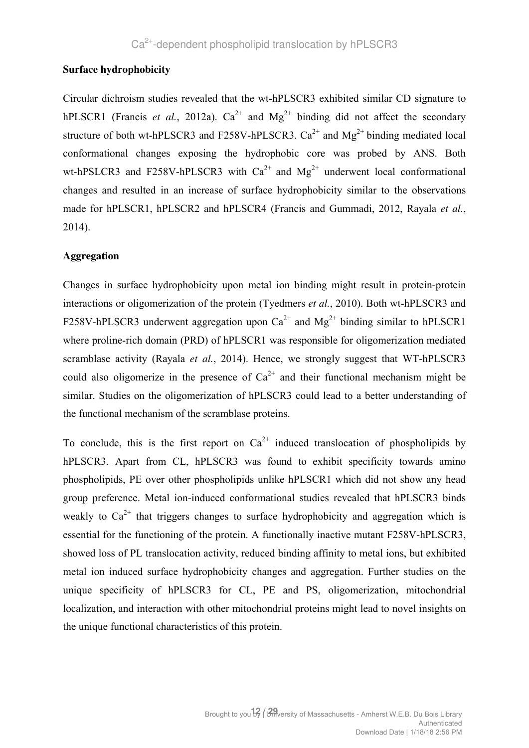**Surface hydrophobicity**

Circular dichroism studies revealed that the wt-hPLSCR3 exhibited similar CD signature to hPLSCR1 (Francis *et al.*, 2012a). $Ca^{2+}$ and $Mg^{2+}$ binding did not affect the secondary structure of both wt-hPLSCR3 and F258V-hPLSCR3. $Ca^{2+}$ and $Mg^{2+}$ binding mediated local conformational changes exposing the hydrophobic core was probed by ANS. Both wt-hPSLCR3 and F258V-hPLSCR3 with $Ca^{2+}$ and $Mg^{2+}$ underwent local conformational changes and resulted in an increase of surface hydrophobicity similar to the observations made for hPLSCR1, hPLSCR2 and hPLSCR4 (Francis and Gummadi, 2012, Rayala *et al.*, 2014).

**Aggregation**

Changes in surface hydrophobicity upon metal ion binding might result in protein-protein interactions or oligomerization of the protein (Tyedmers *et al.*, 2010). Both wt-hPLSCR3 and F258V-hPLSCR3 underwent aggregation upon $Ca^{2+}$ and $Mg^{2+}$ binding similar to hPLSCR1 where proline-rich domain (PRD) of hPLSCR1 was responsible for oligomerization mediated scramblase activity (Rayala *et al.*, 2014). Hence, we strongly suggest that WT-hPLSCR3 could also oligomerize in the presence of $Ca^{2+}$ and their functional mechanism might be similar. Studies on the oligomerization of hPLSCR3 could lead to a better understanding of the functional mechanism of the scramblase proteins.

To conclude, this is the first report on $Ca^{2+}$ induced translocation of phospholipids by hPLSCR3. Apart from CL, hPLSCR3 was found to exhibit specificity towards amino phospholipids, PE over other phospholipids unlike hPLSCR1 which did not show any head group preference. Metal ion-induced conformational studies revealed that hPLSCR3 binds weakly to $Ca^{2+}$ that triggers changes to surface hydrophobicity and aggregation which is essential for the functioning of the protein. A functionally inactive mutant F258V-hPLSCR3, showed loss of PL translocation activity, reduced binding affinity to metal ions, but exhibited metal ion induced surface hydrophobicity changes and aggregation. Further studies on the unique specificity of hPLSCR3 for CL, PE and PS, oligomerization, mitochondrial localization, and interaction with other mitochondrial proteins might lead to novel insights on the unique functional characteristics of this protein.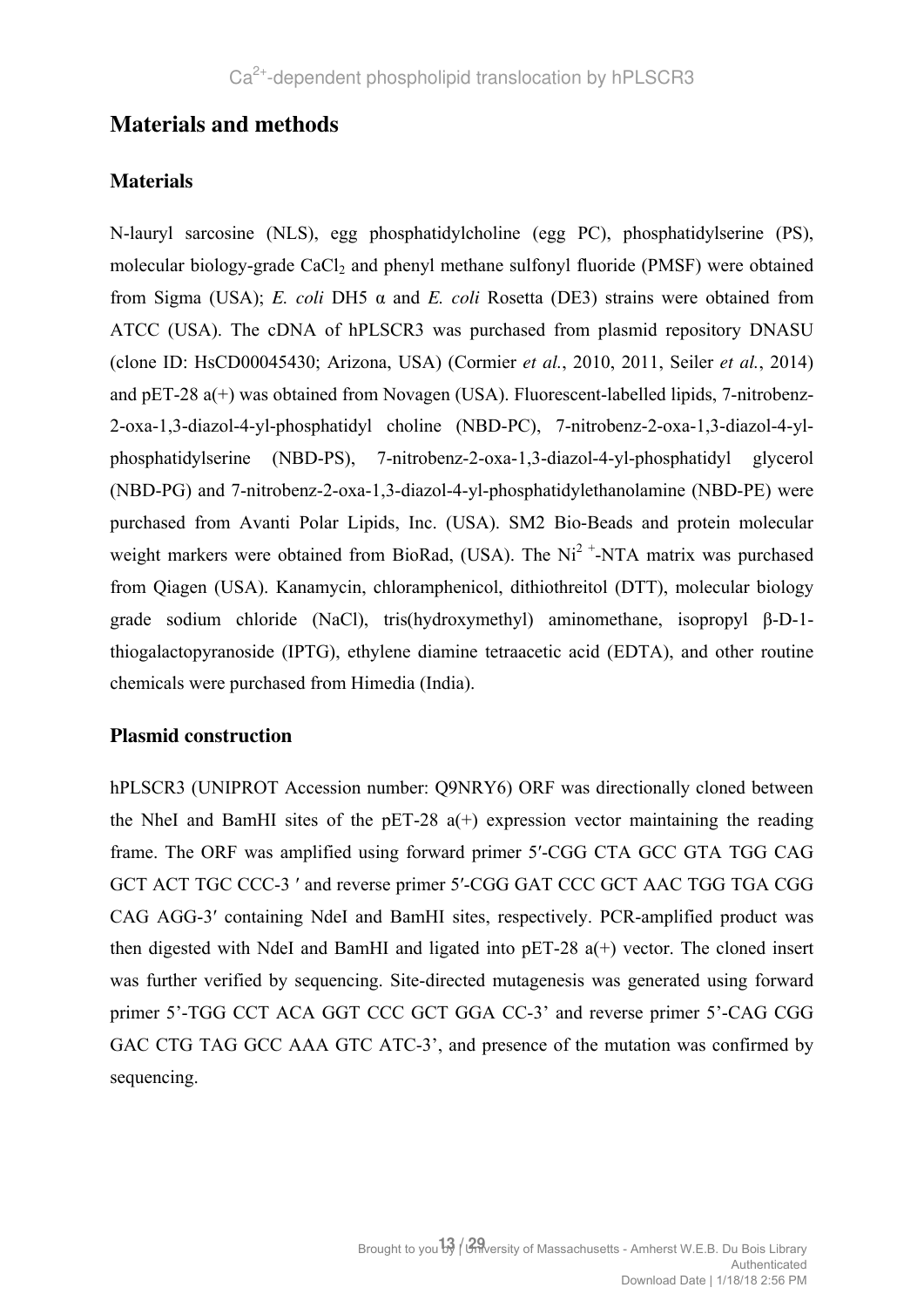## Materials and methods

### Materials

N-lauryl sarcosine (NLS), egg phosphatidylcholine (egg PC), phosphatidylserine (PS), molecular biology-grade $CaCl_2$ and phenyl methane sulfonyl fluoride (PMSF) were obtained from Sigma (USA); *E. coli* DH5 α and *E. coli* Rosetta (DE3) strains were obtained from ATCC (USA). The cDNA of hPLSCR3 was purchased from plasmid repository DNASU (clone ID: HsCD00045430; Arizona, USA) (Cormier *et al.*, 2010, 2011, Seiler *et al.*, 2014) and pET-28 a(+) was obtained from Novagen (USA). Fluorescent-labelled lipids, 7-nitrobenz-2-oxa-1,3-diazol-4-yl-phosphatidyl choline (NBD-PC), 7-nitrobenz-2-oxa-1,3-diazol-4-yl-phosphatidylserine (NBD-PS), 7-nitrobenz-2-oxa-1,3-diazol-4-yl-phosphatidyl glycerol (NBD-PG) and 7-nitrobenz-2-oxa-1,3-diazol-4-yl-phosphatidylethanolamine (NBD-PE) were purchased from Avanti Polar Lipids, Inc. (USA). SM2 Bio-Beads and protein molecular weight markers were obtained from BioRad, (USA). The $Ni^{2+}$-NTA matrix was purchased from Qiagen (USA). Kanamycin, chloramphenicol, dithiothreitol (DTT), molecular biology grade sodium chloride (NaCl), tris(hydroxymethyl) aminomethane, isopropyl β-D-1-thiogalactopyranoside (IPTG), ethylene diamine tetraacetic acid (EDTA), and other routine chemicals were purchased from Himedia (India).

### Plasmid construction

hPLSCR3 (UNIPROT Accession number: Q9NRY6) ORF was directionally cloned between the NheI and BamHI sites of the pET-28 a(+) expression vector maintaining the reading frame. The ORF was amplified using forward primer 5′-CGG CTA GCC GTA TGG CAG GCT ACT TGC CCC-3 ′ and reverse primer 5′-CGG GAT CCC GCT AAC TGG TGA CGG CAG AGG-3′ containing NdeI and BamHI sites, respectively. PCR-amplified product was then digested with NdeI and BamHI and ligated into pET-28 a(+) vector. The cloned insert was further verified by sequencing. Site-directed mutagenesis was generated using forward primer 5'-TGG CCT ACA GGT CCC GCT GGA CC-3' and reverse primer 5'-CAG CGG GAC CTG TAG GCC AAA GTC ATC-3', and presence of the mutation was confirmed by sequencing.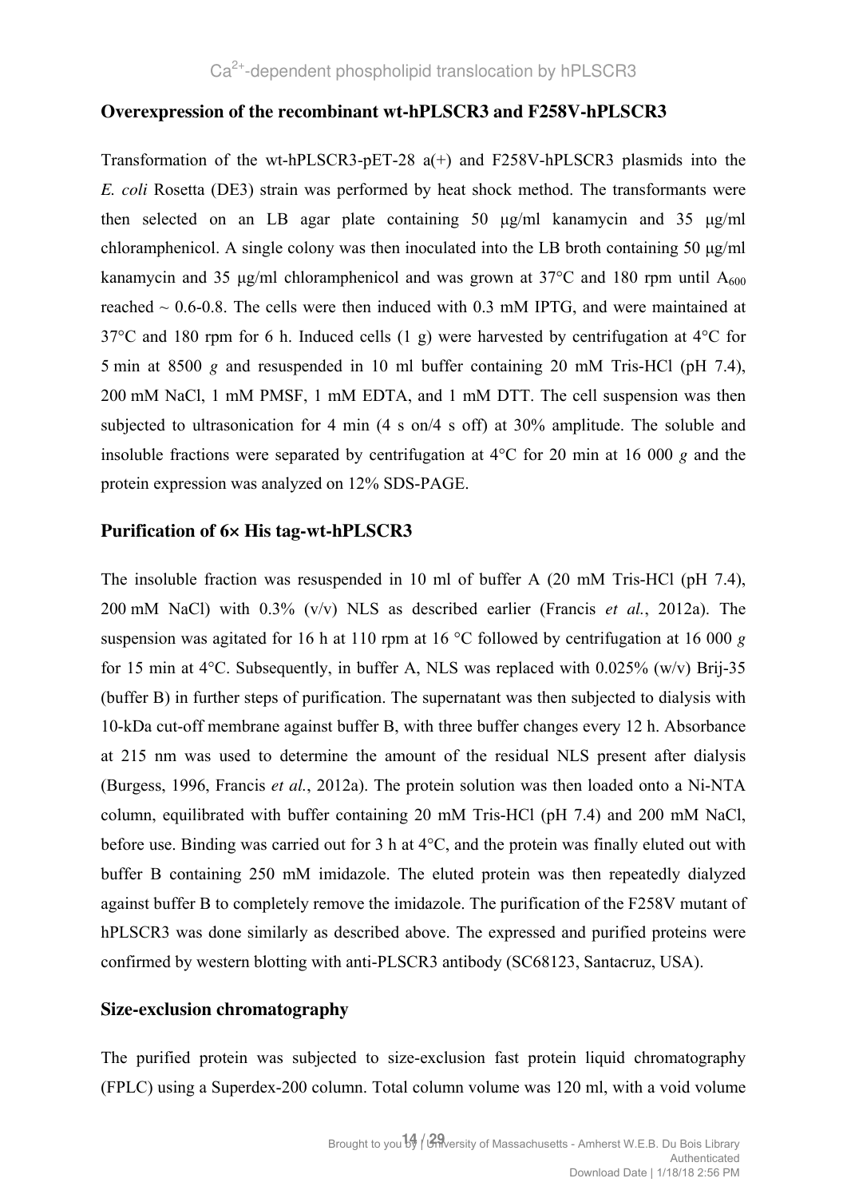## Overexpression of the recombinant wt-hPLSCR3 and F258V-hPLSCR3

Transformation of the wt-hPLSCR3-pET-28 a(+) and F258V-hPLSCR3 plasmids into the *E. coli* Rosetta (DE3) strain was performed by heat shock method. The transformants were then selected on an LB agar plate containing 50 μg/ml kanamycin and 35 μg/ml chloramphenicol. A single colony was then inoculated into the LB broth containing 50 μg/ml kanamycin and 35 μg/ml chloramphenicol and was grown at 37°C and 180 rpm until $A_{600}$ reached ~ 0.6-0.8. The cells were then induced with 0.3 mM IPTG, and were maintained at 37°C and 180 rpm for 6 h. Induced cells (1 g) were harvested by centrifugation at 4°C for 5 min at 8500 *g* and resuspended in 10 ml buffer containing 20 mM Tris-HCl (pH 7.4), 200 mM NaCl, 1 mM PMSF, 1 mM EDTA, and 1 mM DTT. The cell suspension was then subjected to ultrasonication for 4 min (4 s on/4 s off) at 30% amplitude. The soluble and insoluble fractions were separated by centrifugation at 4°C for 20 min at 16 000 *g* and the protein expression was analyzed on 12% SDS-PAGE.

## Purification of 6× His tag-wt-hPLSCR3

The insoluble fraction was resuspended in 10 ml of buffer A (20 mM Tris-HCl (pH 7.4), 200 mM NaCl) with 0.3% (v/v) NLS as described earlier (Francis *et al.*, 2012a). The suspension was agitated for 16 h at 110 rpm at 16 °C followed by centrifugation at 16 000 *g* for 15 min at 4°C. Subsequently, in buffer A, NLS was replaced with 0.025% (w/v) Brij-35 (buffer B) in further steps of purification. The supernatant was then subjected to dialysis with 10-kDa cut-off membrane against buffer B, with three buffer changes every 12 h. Absorbance at 215 nm was used to determine the amount of the residual NLS present after dialysis (Burgess, 1996, Francis *et al.*, 2012a). The protein solution was then loaded onto a Ni-NTA column, equilibrated with buffer containing 20 mM Tris-HCl (pH 7.4) and 200 mM NaCl, before use. Binding was carried out for 3 h at 4°C, and the protein was finally eluted out with buffer B containing 250 mM imidazole. The eluted protein was then repeatedly dialyzed against buffer B to completely remove the imidazole. The purification of the F258V mutant of hPLSCR3 was done similarly as described above. The expressed and purified proteins were confirmed by western blotting with anti-PLSCR3 antibody (SC68123, Santacruz, USA).

## Size-exclusion chromatography

The purified protein was subjected to size-exclusion fast protein liquid chromatography (FPLC) using a Superdex-200 column. Total column volume was 120 ml, with a void volume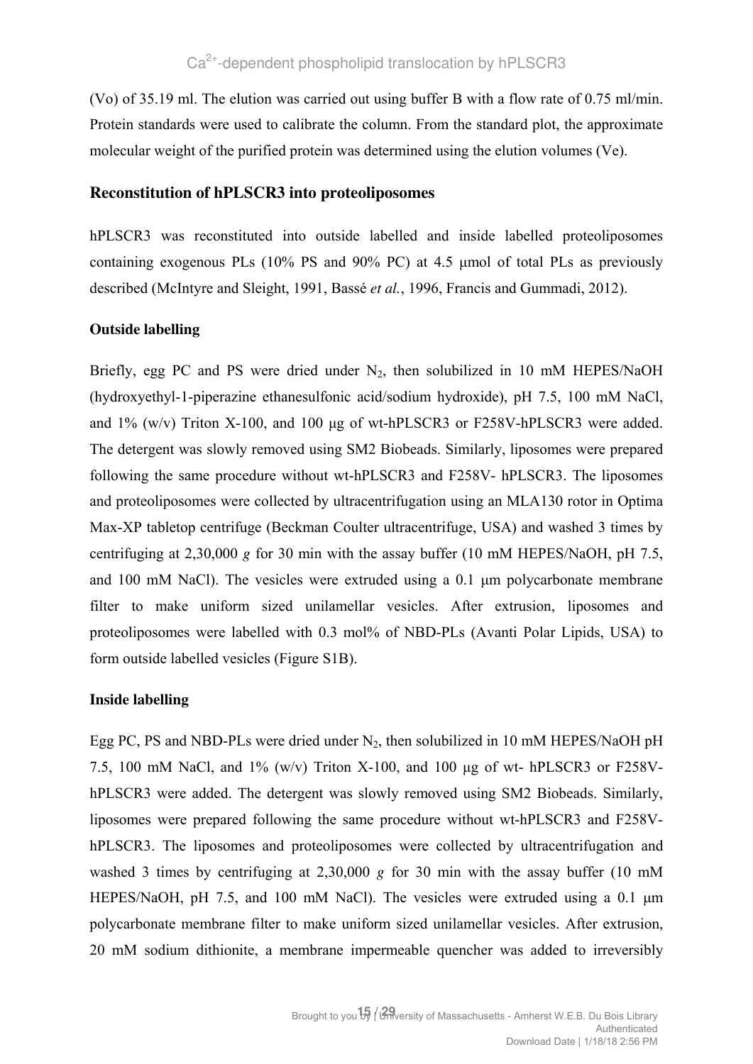(Vo) of 35.19 ml. The elution was carried out using buffer B with a flow rate of 0.75 ml/min. Protein standards were used to calibrate the column. From the standard plot, the approximate molecular weight of the purified protein was determined using the elution volumes (Ve).

## Reconstitution of hPLSCR3 into proteoliposomes

hPLSCR3 was reconstituted into outside labelled and inside labelled proteoliposomes containing exogenous PLs (10% PS and 90% PC) at 4.5 μmol of total PLs as previously described (McIntyre and Sleight, 1991, Bassé *et al.*, 1996, Francis and Gummadi, 2012).

### Outside labelling

Briefly, egg PC and PS were dried under $N_2$, then solubilized in 10 mM HEPES/NaOH (hydroxyethyl-1-piperazine ethanesulfonic acid/sodium hydroxide), pH 7.5, 100 mM NaCl, and 1% (w/v) Triton X-100, and 100 μg of wt-hPLSCR3 or F258V-hPLSCR3 were added. The detergent was slowly removed using SM2 Biobeads. Similarly, liposomes were prepared following the same procedure without wt-hPLSCR3 and F258V- hPLSCR3. The liposomes and proteoliposomes were collected by ultracentrifugation using an MLA130 rotor in Optima Max-XP tabletop centrifuge (Beckman Coulter ultracentrifuge, USA) and washed 3 times by centrifuging at 2,30,000 *g* for 30 min with the assay buffer (10 mM HEPES/NaOH, pH 7.5, and 100 mM NaCl). The vesicles were extruded using a 0.1 μm polycarbonate membrane filter to make uniform sized unilamellar vesicles. After extrusion, liposomes and proteoliposomes were labelled with 0.3 mol% of NBD-PLs (Avanti Polar Lipids, USA) to form outside labelled vesicles (Figure S1B).

### Inside labelling

Egg PC, PS and NBD-PLs were dried under $N_2$, then solubilized in 10 mM HEPES/NaOH pH 7.5, 100 mM NaCl, and 1% (w/v) Triton X-100, and 100 μg of wt- hPLSCR3 or F258V-hPLSCR3 were added. The detergent was slowly removed using SM2 Biobeads. Similarly, liposomes were prepared following the same procedure without wt-hPLSCR3 and F258V-hPLSCR3. The liposomes and proteoliposomes were collected by ultracentrifugation and washed 3 times by centrifuging at 2,30,000 *g* for 30 min with the assay buffer (10 mM HEPES/NaOH, pH 7.5, and 100 mM NaCl). The vesicles were extruded using a 0.1 μm polycarbonate membrane filter to make uniform sized unilamellar vesicles. After extrusion, 20 mM sodium dithionite, a membrane impermeable quencher was added to irreversibly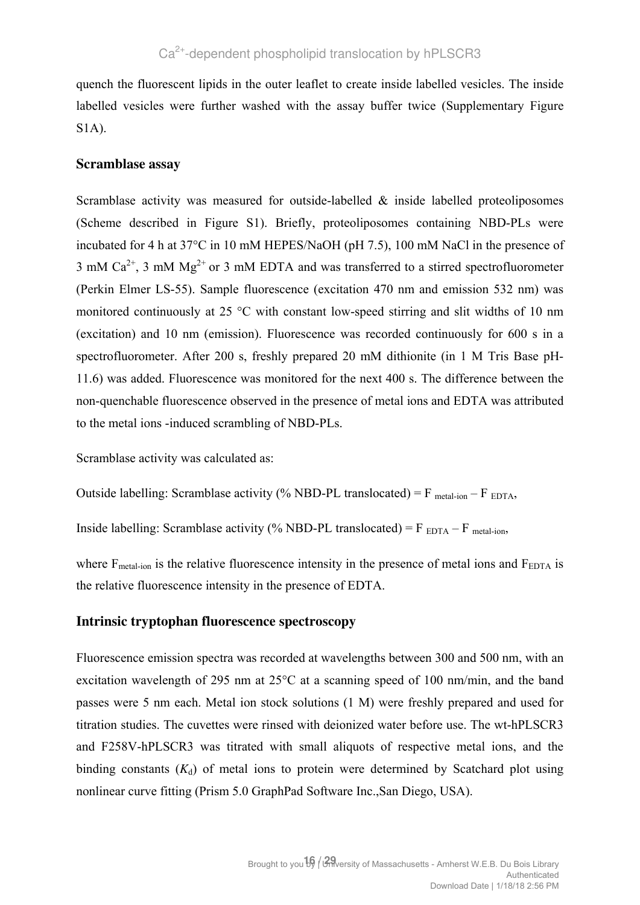quench the fluorescent lipids in the outer leaflet to create inside labelled vesicles. The inside labelled vesicles were further washed with the assay buffer twice (Supplementary Figure S1A).

## Scramblase assay

Scramblase activity was measured for outside-labelled & inside labelled proteoliposomes (Scheme described in Figure S1). Briefly, proteoliposomes containing NBD-PLs were incubated for 4 h at 37°C in 10 mM HEPES/NaOH (pH 7.5), 100 mM NaCl in the presence of 3 mM $Ca^{2+}$, 3 mM $Mg^{2+}$ or 3 mM EDTA and was transferred to a stirred spectrofluorometer (Perkin Elmer LS-55). Sample fluorescence (excitation 470 nm and emission 532 nm) was monitored continuously at 25 °C with constant low-speed stirring and slit widths of 10 nm (excitation) and 10 nm (emission). Fluorescence was recorded continuously for 600 s in a spectrofluorometer. After 200 s, freshly prepared 20 mM dithionite (in 1 M Tris Base pH-11.6) was added. Fluorescence was monitored for the next 400 s. The difference between the non-quenchable fluorescence observed in the presence of metal ions and EDTA was attributed to the metal ions -induced scrambling of NBD-PLs.

Scramblase activity was calculated as:

Outside labelling: Scramblase activity (% NBD-PL translocated) = $F_{\text{metal-ion}} - F_{\text{EDTA}}$,

Inside labelling: Scramblase activity (% NBD-PL translocated) = $F_{\text{EDTA}} - F_{\text{metal-ion}}$,

where $F_{\text{metal-ion}}$ is the relative fluorescence intensity in the presence of metal ions and $F_{\text{EDTA}}$ is the relative fluorescence intensity in the presence of EDTA.

## Intrinsic tryptophan fluorescence spectroscopy

Fluorescence emission spectra was recorded at wavelengths between 300 and 500 nm, with an excitation wavelength of 295 nm at 25°C at a scanning speed of 100 nm/min, and the band passes were 5 nm each. Metal ion stock solutions (1 M) were freshly prepared and used for titration studies. The cuvettes were rinsed with deionized water before use. The wt-hPLSCR3 and F258V-hPLSCR3 was titrated with small aliquots of respective metal ions, and the binding constants ($K_d$) of metal ions to protein were determined by Scatchard plot using nonlinear curve fitting (Prism 5.0 GraphPad Software Inc.,San Diego, USA).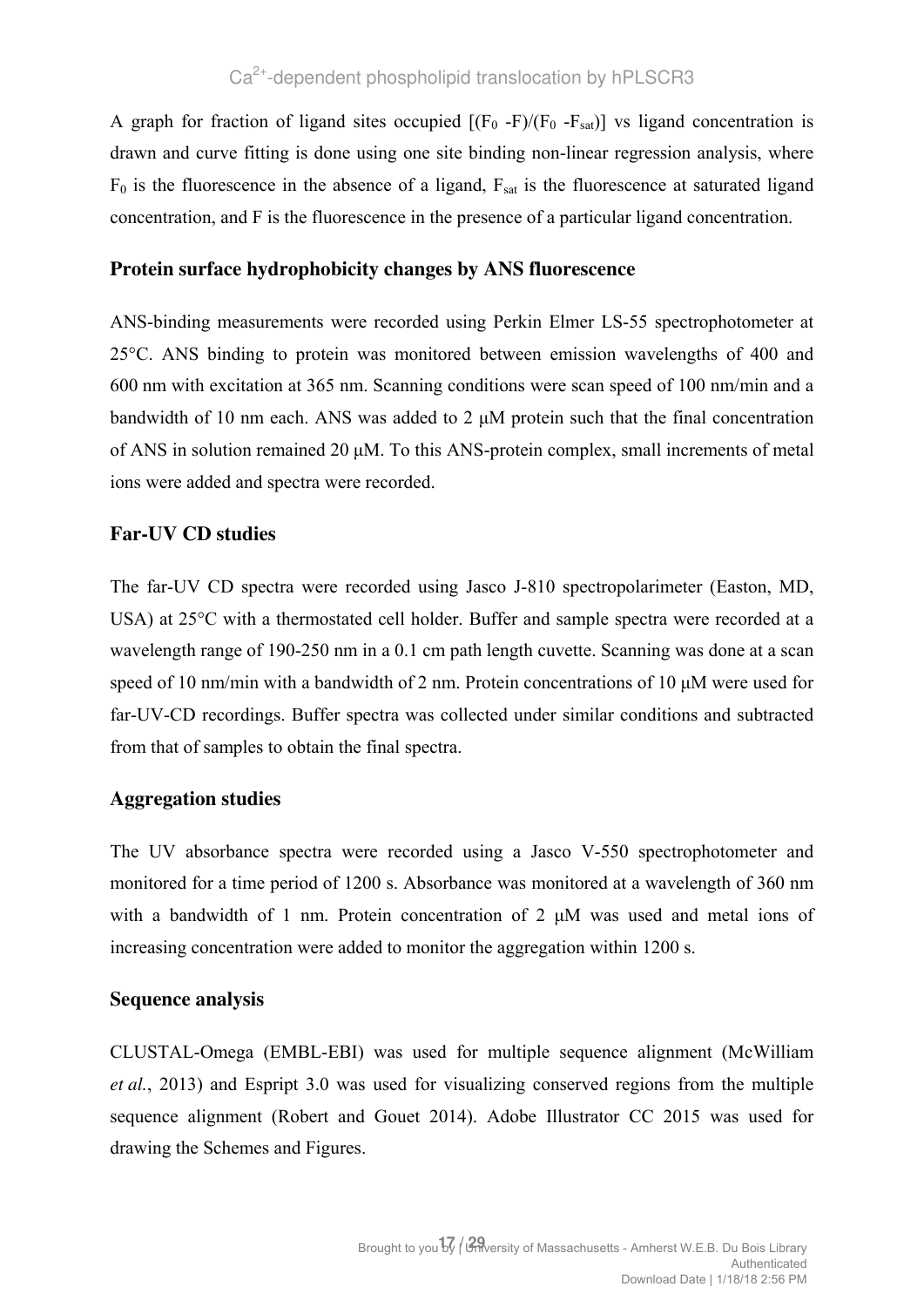A graph for fraction of ligand sites occupied $[(F_0 - F)/(F_0 - F_{sat})]$ vs ligand concentration is drawn and curve fitting is done using one site binding non-linear regression analysis, where $F_0$ is the fluorescence in the absence of a ligand, $F_{sat}$ is the fluorescence at saturated ligand concentration, and F is the fluorescence in the presence of a particular ligand concentration.

## Protein surface hydrophobicity changes by ANS fluorescence

ANS-binding measurements were recorded using Perkin Elmer LS-55 spectrophotometer at 25°C. ANS binding to protein was monitored between emission wavelengths of 400 and 600 nm with excitation at 365 nm. Scanning conditions were scan speed of 100 nm/min and a bandwidth of 10 nm each. ANS was added to 2 μM protein such that the final concentration of ANS in solution remained 20 μM. To this ANS-protein complex, small increments of metal ions were added and spectra were recorded.

## Far-UV CD studies

The far-UV CD spectra were recorded using Jasco J-810 spectropolarimeter (Easton, MD, USA) at 25°C with a thermostated cell holder. Buffer and sample spectra were recorded at a wavelength range of 190-250 nm in a 0.1 cm path length cuvette. Scanning was done at a scan speed of 10 nm/min with a bandwidth of 2 nm. Protein concentrations of 10 μM were used for far-UV-CD recordings. Buffer spectra was collected under similar conditions and subtracted from that of samples to obtain the final spectra.

## Aggregation studies

The UV absorbance spectra were recorded using a Jasco V-550 spectrophotometer and monitored for a time period of 1200 s. Absorbance was monitored at a wavelength of 360 nm with a bandwidth of 1 nm. Protein concentration of 2 μM was used and metal ions of increasing concentration were added to monitor the aggregation within 1200 s.

## Sequence analysis

CLUSTAL-Omega (EMBL-EBI) was used for multiple sequence alignment (McWilliam *et al.*, 2013) and Espript 3.0 was used for visualizing conserved regions from the multiple sequence alignment (Robert and Gouet 2014). Adobe Illustrator CC 2015 was used for drawing the Schemes and Figures.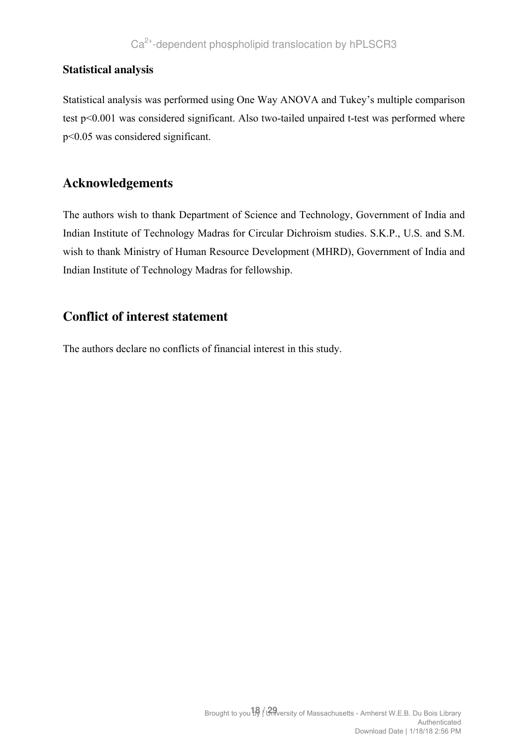### Statistical analysis

Statistical analysis was performed using One Way ANOVA and Tukey's multiple comparison test $p<0.001$ was considered significant. Also two-tailed unpaired t-test was performed where $p<0.05$ was considered significant.

## Acknowledgements

The authors wish to thank Department of Science and Technology, Government of India and Indian Institute of Technology Madras for Circular Dichroism studies. S.K.P., U.S. and S.M. wish to thank Ministry of Human Resource Development (MHRD), Government of India and Indian Institute of Technology Madras for fellowship.

## Conflict of interest statement

The authors declare no conflicts of financial interest in this study.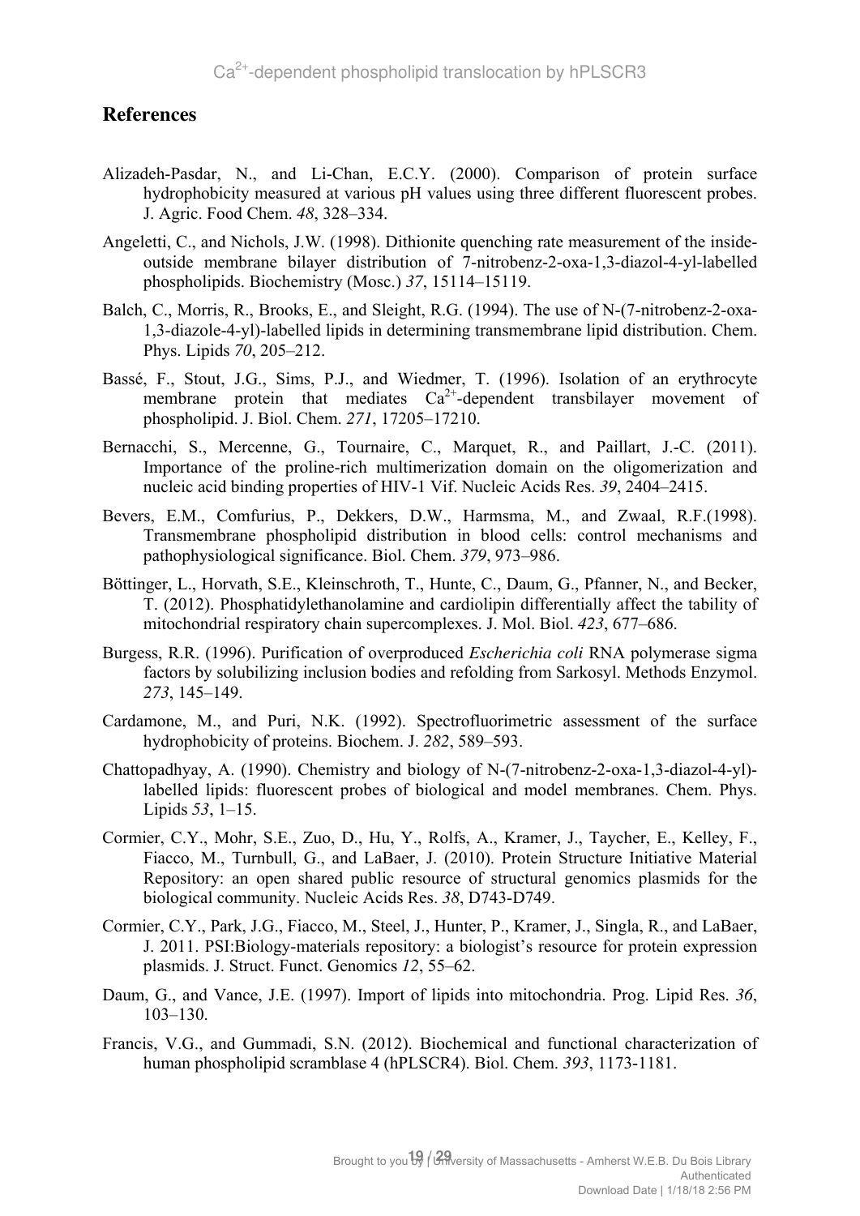## References

Alizadeh-Pasdar, N., and Li-Chan, E.C.Y. (2000). Comparison of protein surface hydrophobicity measured at various pH values using three different fluorescent probes. J. Agric. Food Chem. *48*, 328–334.

Angeletti, C., and Nichols, J.W. (1998). Dithionite quenching rate measurement of the inside-outside membrane bilayer distribution of 7-nitrobenz-2-oxa-1,3-diazol-4-yl-labelled phospholipids. Biochemistry (Mosc.) *37*, 15114–15119.

Balch, C., Morris, R., Brooks, E., and Sleight, R.G. (1994). The use of N-(7-nitrobenz-2-oxa-1,3-diazole-4-yl)-labelled lipids in determining transmembrane lipid distribution. Chem. Phys. Lipids *70*, 205–212.

Bassé, F., Stout, J.G., Sims, P.J., and Wiedmer, T. (1996). Isolation of an erythrocyte membrane protein that mediates $Ca^{2+}$-dependent transbilayer movement of phospholipid. J. Biol. Chem. *271*, 17205–17210.

Bernacchi, S., Mercenne, G., Tournaire, C., Marquet, R., and Paillart, J.-C. (2011). Importance of the proline-rich multimerization domain on the oligomerization and nucleic acid binding properties of HIV-1 Vif. Nucleic Acids Res. *39*, 2404–2415.

Bevers, E.M., Comfurius, P., Dekkers, D.W., Harmsma, M., and Zwaal, R.F.(1998). Transmembrane phospholipid distribution in blood cells: control mechanisms and pathophysiological significance. Biol. Chem. *379*, 973–986.

Böttinger, L., Horvath, S.E., Kleinschroth, T., Hunte, C., Daum, G., Pfanner, N., and Becker, T. (2012). Phosphatidylethanolamine and cardiolipin differentially affect the tability of mitochondrial respiratory chain supercomplexes. J. Mol. Biol. *423*, 677–686.

Burgess, R.R. (1996). Purification of overproduced *Escherichia coli* RNA polymerase sigma factors by solubilizing inclusion bodies and refolding from Sarkosyl. Methods Enzymol. *273*, 145–149.

Cardamone, M., and Puri, N.K. (1992). Spectrofluorimetric assessment of the surface hydrophobicity of proteins. Biochem. J. *282*, 589–593.

Chattopadhyay, A. (1990). Chemistry and biology of N-(7-nitrobenz-2-oxa-1,3-diazol-4-yl)-labelled lipids: fluorescent probes of biological and model membranes. Chem. Phys. Lipids *53*, 1–15.

Cormier, C.Y., Mohr, S.E., Zuo, D., Hu, Y., Rolfs, A., Kramer, J., Taycher, E., Kelley, F., Fiacco, M., Turnbull, G., and LaBaer, J. (2010). Protein Structure Initiative Material Repository: an open shared public resource of structural genomics plasmids for the biological community. Nucleic Acids Res. *38*, D743-D749.

Cormier, C.Y., Park, J.G., Fiacco, M., Steel, J., Hunter, P., Kramer, J., Singla, R., and LaBaer, J. 2011. PSI:Biology-materials repository: a biologist's resource for protein expression plasmids. J. Struct. Funct. Genomics *12*, 55–62.

Daum, G., and Vance, J.E. (1997). Import of lipids into mitochondria. Prog. Lipid Res. *36*, 103–130.

Francis, V.G., and Gummadi, S.N. (2012). Biochemical and functional characterization of human phospholipid scramblase 4 (hPLSCR4). Biol. Chem. *393*, 1173-1181.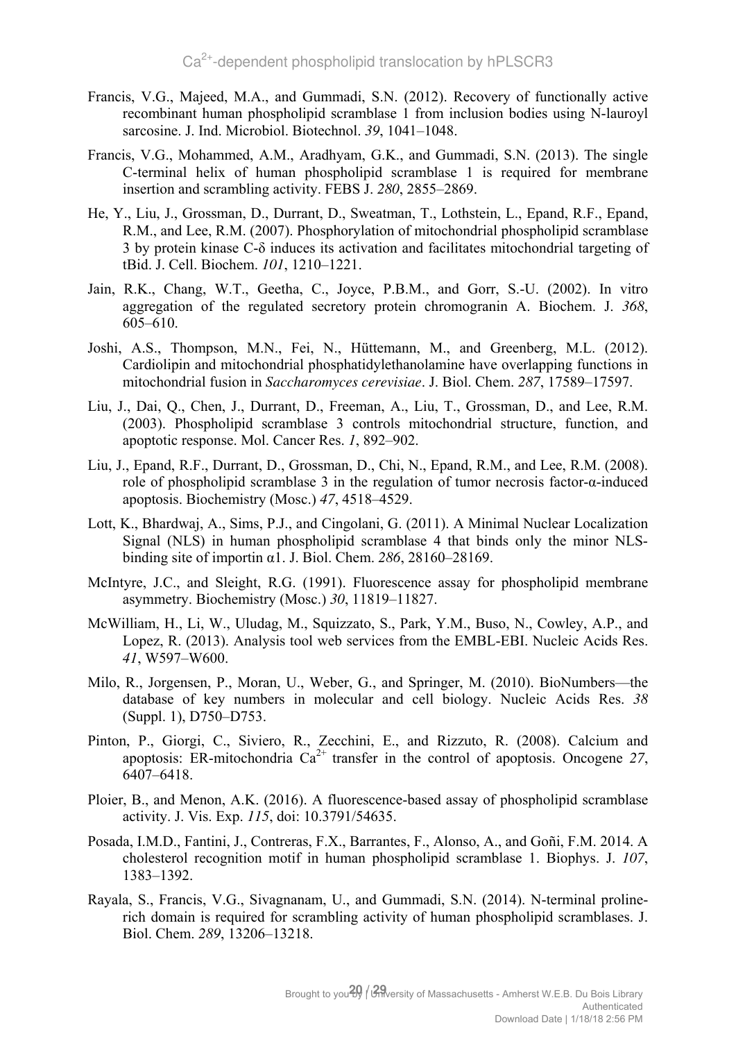Francis, V.G., Majeed, M.A., and Gummadi, S.N. (2012). Recovery of functionally active recombinant human phospholipid scramblase 1 from inclusion bodies using N-lauroyl sarcosine. J. Ind. Microbiol. Biotechnol. *39*, 1041–1048.

Francis, V.G., Mohammed, A.M., Aradhyam, G.K., and Gummadi, S.N. (2013). The single C-terminal helix of human phospholipid scramblase 1 is required for membrane insertion and scrambling activity. FEBS J. *280*, 2855–2869.

He, Y., Liu, J., Grossman, D., Durrant, D., Sweatman, T., Lothstein, L., Epand, R.F., Epand, R.M., and Lee, R.M. (2007). Phosphorylation of mitochondrial phospholipid scramblase 3 by protein kinase C-δ induces its activation and facilitates mitochondrial targeting of tBid. J. Cell. Biochem. *101*, 1210–1221.

Jain, R.K., Chang, W.T., Geetha, C., Joyce, P.B.M., and Gorr, S.-U. (2002). In vitro aggregation of the regulated secretory protein chromogranin A. Biochem. J. *368*, 605–610.

Joshi, A.S., Thompson, M.N., Fei, N., Hüttemann, M., and Greenberg, M.L. (2012). Cardiolipin and mitochondrial phosphatidylethanolamine have overlapping functions in mitochondrial fusion in *Saccharomyces cerevisiae*. J. Biol. Chem. *287*, 17589–17597.

Liu, J., Dai, Q., Chen, J., Durrant, D., Freeman, A., Liu, T., Grossman, D., and Lee, R.M. (2003). Phospholipid scramblase 3 controls mitochondrial structure, function, and apoptotic response. Mol. Cancer Res. *1*, 892–902.

Liu, J., Epand, R.F., Durrant, D., Grossman, D., Chi, N., Epand, R.M., and Lee, R.M. (2008). role of phospholipid scramblase 3 in the regulation of tumor necrosis factor-α-induced apoptosis. Biochemistry (Mosc.) *47*, 4518–4529.

Lott, K., Bhardwaj, A., Sims, P.J., and Cingolani, G. (2011). A Minimal Nuclear Localization Signal (NLS) in human phospholipid scramblase 4 that binds only the minor NLS-binding site of importin α1. J. Biol. Chem. *286*, 28160–28169.

McIntyre, J.C., and Sleight, R.G. (1991). Fluorescence assay for phospholipid membrane asymmetry. Biochemistry (Mosc.) *30*, 11819–11827.

McWilliam, H., Li, W., Uludag, M., Squizzato, S., Park, Y.M., Buso, N., Cowley, A.P., and Lopez, R. (2013). Analysis tool web services from the EMBL-EBI. Nucleic Acids Res. *41*, W597–W600.

Milo, R., Jorgensen, P., Moran, U., Weber, G., and Springer, M. (2010). BioNumbers—the database of key numbers in molecular and cell biology. Nucleic Acids Res. *38* (Suppl. 1), D750–D753.

Pinton, P., Giorgi, C., Siviero, R., Zecchini, E., and Rizzuto, R. (2008). Calcium and apoptosis: ER-mitochondria $Ca^{2+}$ transfer in the control of apoptosis. Oncogene *27*, 6407–6418.

Ploier, B., and Menon, A.K. (2016). A fluorescence-based assay of phospholipid scramblase activity. J. Vis. Exp. *115*, doi: 10.3791/54635.

Posada, I.M.D., Fantini, J., Contreras, F.X., Barrantes, F., Alonso, A., and Goñi, F.M. 2014. A cholesterol recognition motif in human phospholipid scramblase 1. Biophys. J. *107*, 1383–1392.

Rayala, S., Francis, V.G., Sivagnanam, U., and Gummadi, S.N. (2014). N-terminal proline-rich domain is required for scrambling activity of human phospholipid scramblases. J. Biol. Chem. *289*, 13206–13218.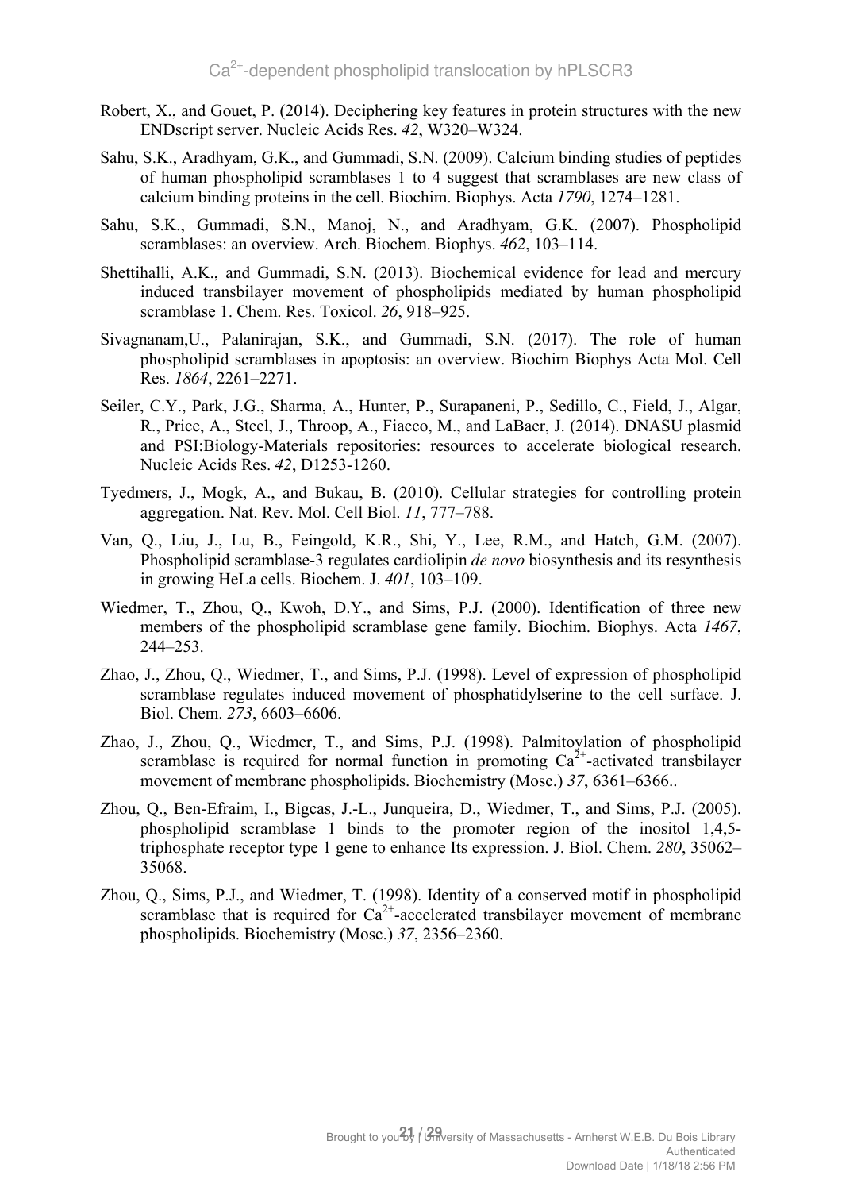Robert, X., and Gouet, P. (2014). Deciphering key features in protein structures with the new ENDscript server. Nucleic Acids Res. *42*, W320–W324.

Sahu, S.K., Aradhyam, G.K., and Gummadi, S.N. (2009). Calcium binding studies of peptides of human phospholipid scramblases 1 to 4 suggest that scramblases are new class of calcium binding proteins in the cell. Biochim. Biophys. Acta *1790*, 1274–1281.

Sahu, S.K., Gummadi, S.N., Manoj, N., and Aradhyam, G.K. (2007). Phospholipid scramblases: an overview. Arch. Biochem. Biophys. *462*, 103–114.

Shettihalli, A.K., and Gummadi, S.N. (2013). Biochemical evidence for lead and mercury induced transbilayer movement of phospholipids mediated by human phospholipid scramblase 1. Chem. Res. Toxicol. *26*, 918–925.

Sivagnanam,U., Palanirajan, S.K., and Gummadi, S.N. (2017). The role of human phospholipid scramblases in apoptosis: an overview. Biochim Biophys Acta Mol. Cell Res. *1864*, 2261–2271.

Seiler, C.Y., Park, J.G., Sharma, A., Hunter, P., Surapaneni, P., Sedillo, C., Field, J., Algar, R., Price, A., Steel, J., Throop, A., Fiacco, M., and LaBaer, J. (2014). DNASU plasmid and PSI:Biology-Materials repositories: resources to accelerate biological research. Nucleic Acids Res. *42*, D1253-1260.

Tyedmers, J., Mogk, A., and Bukau, B. (2010). Cellular strategies for controlling protein aggregation. Nat. Rev. Mol. Cell Biol. *11*, 777–788.

Van, Q., Liu, J., Lu, B., Feingold, K.R., Shi, Y., Lee, R.M., and Hatch, G.M. (2007). Phospholipid scramblase-3 regulates cardiolipin *de novo* biosynthesis and its resynthesis in growing HeLa cells. Biochem. J. *401*, 103–109.

Wiedmer, T., Zhou, Q., Kwoh, D.Y., and Sims, P.J. (2000). Identification of three new members of the phospholipid scramblase gene family. Biochim. Biophys. Acta *1467*, 244–253.

Zhao, J., Zhou, Q., Wiedmer, T., and Sims, P.J. (1998). Level of expression of phospholipid scramblase regulates induced movement of phosphatidylserine to the cell surface. J. Biol. Chem. *273*, 6603–6606.

Zhao, J., Zhou, Q., Wiedmer, T., and Sims, P.J. (1998). Palmitoylation of phospholipid scramblase is required for normal function in promoting $Ca^{2+}$-activated transbilayer movement of membrane phospholipids. Biochemistry (Mosc.) *37*, 6361–6366..

Zhou, Q., Ben-Efraim, I., Bigcas, J.-L., Junqueira, D., Wiedmer, T., and Sims, P.J. (2005). phospholipid scramblase 1 binds to the promoter region of the inositol 1,4,5-triphosphate receptor type 1 gene to enhance Its expression. J. Biol. Chem. *280*, 35062–35068.

Zhou, Q., Sims, P.J., and Wiedmer, T. (1998). Identity of a conserved motif in phospholipid scramblase that is required for $Ca^{2+}$-accelerated transbilayer movement of membrane phospholipids. Biochemistry (Mosc.) *37*, 2356–2360.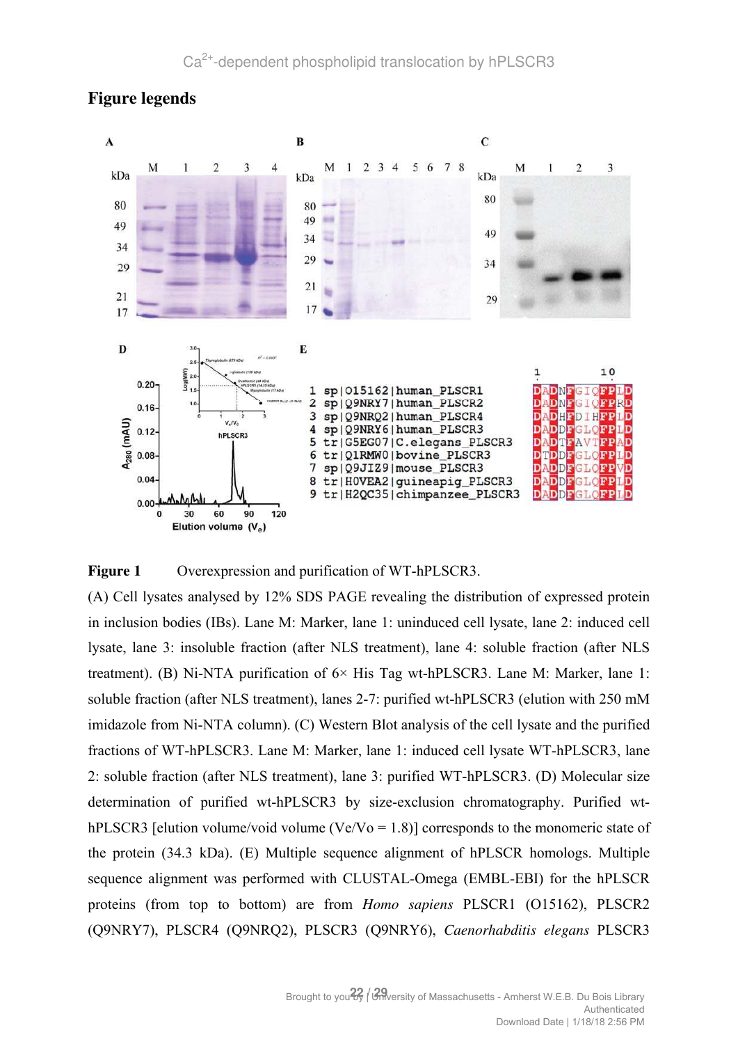## Figure legends

A

M 1 2 3 4

kDa

80

49

34

29

21

17

B

M 1 2 3 4 5 6 7 8

kDa

80

49

34

29

21

17

C

M 1 2 3

kDa

80

49

34

29

D

$A_{280}$ (mAU)

0.20

0.16

0.12

0.08

0.04

0.00

0 30 60 90 120

Elution volume ($V_e$)

hPLSCR3

E

1 sp|O15162|human_PLSCR1

2 sp|Q9NRY7|human_PLSCR2

3 sp|Q9NRQ2|human_PLSCR4

4 sp|Q9NRY6|human_PLSCR3

5 tr|G5EG07|C.elegans_PLSCR3

6 tr|Q1RMW0|bovine_PLSCR3

7 sp|Q9JIZ9|mouse_PLSCR3

8 tr|H0VEA2|guineapig_PLSCR3

9 tr|H2QC35|chimpanzee_PLSCR3

1 10

DADNFGIQFPLD

DADNFGIQFPRD

DADHFDIHFPLD

DADDFGLQFPLD

DADTFAVTFPAD

DTDDFGLQFPLD

DADDFGLQFPVD

DADDFGLQFPLD

DADDFGLQFPLD

**Figure 1** Overexpression and purification of WT-hPLSCR3.

(A) Cell lysates analysed by 12% SDS PAGE revealing the distribution of expressed protein in inclusion bodies (IBs). Lane M: Marker, lane 1: uninduced cell lysate, lane 2: induced cell lysate, lane 3: insoluble fraction (after NLS treatment), lane 4: soluble fraction (after NLS treatment). (B) Ni-NTA purification of 6× His Tag wt-hPLSCR3. Lane M: Marker, lane 1: soluble fraction (after NLS treatment), lanes 2-7: purified wt-hPLSCR3 (elution with 250 mM imidazole from Ni-NTA column). (C) Western Blot analysis of the cell lysate and the purified fractions of WT-hPLSCR3. Lane M: Marker, lane 1: induced cell lysate WT-hPLSCR3, lane 2: soluble fraction (after NLS treatment), lane 3: purified WT-hPLSCR3. (D) Molecular size determination of purified wt-hPLSCR3 by size-exclusion chromatography. Purified wt-hPLSCR3 [elution volume/void volume (Ve/Vo = 1.8)] corresponds to the monomeric state of the protein (34.3 kDa). (E) Multiple sequence alignment of hPLSCR homologs. Multiple sequence alignment was performed with CLUSTAL-Omega (EMBL-EBI) for the hPLSCR proteins (from top to bottom) are from *Homo sapiens* PLSCR1 (O15162), PLSCR2 (Q9NRY7), PLSCR4 (Q9NRQ2), PLSCR3 (Q9NRY6), *Caenorhabditis elegans* PLSCR3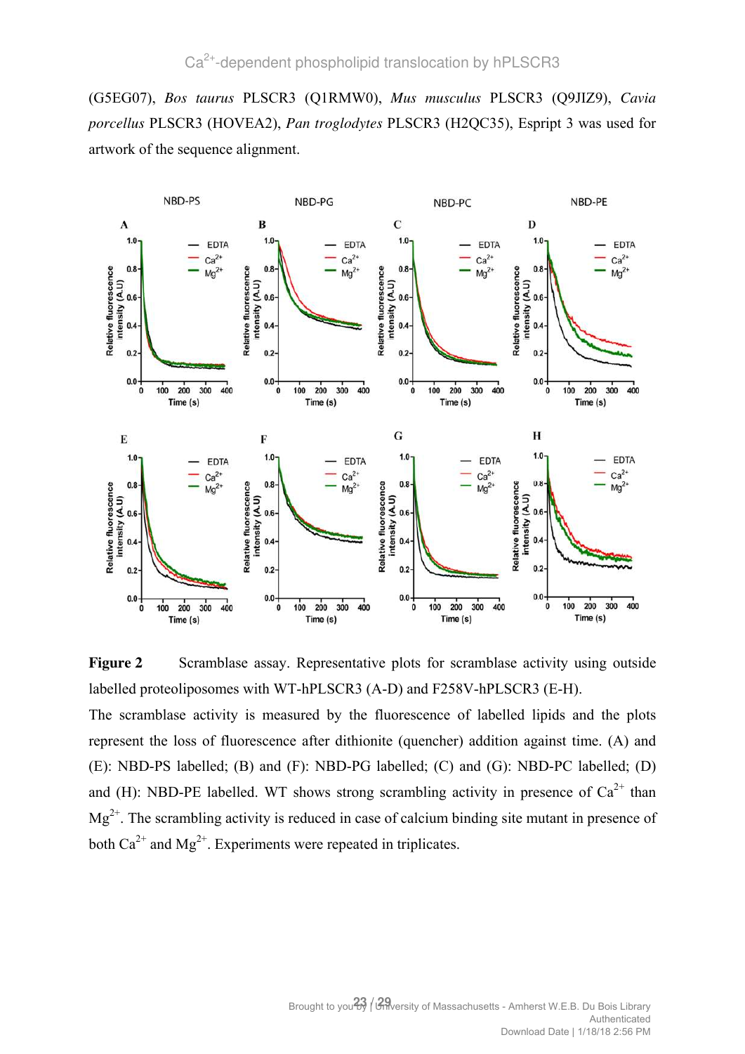(G5EG07), *Bos taurus* PLSCR3 (Q1RMW0), *Mus musculus* PLSCR3 (Q9JIZ9), *Cavia porcellus* PLSCR3 (HOVEA2), *Pan troglodytes* PLSCR3 (H2QC35), Espript 3 was used for artwork of the sequence alignment.

NBD-PS

NBD-PG

NBD-PC

NBD-PE

A

B

C

D

E

F

G

H

EDTA

$Ca^{2+}$

$Mg^{2+}$

Relative fluorescence intensity (A.U)

Time (s)

1.0

0.8

0.6

0.4

0.2

0.0

0

100

200

300

400

**Figure 2** Scramblase assay. Representative plots for scramblase activity using outside labelled proteoliposomes with WT-hPLSCR3 (A-D) and F258V-hPLSCR3 (E-H).

The scramblase activity is measured by the fluorescence of labelled lipids and the plots represent the loss of fluorescence after dithionite (quencher) addition against time. (A) and (E): NBD-PS labelled; (B) and (F): NBD-PG labelled; (C) and (G): NBD-PC labelled; (D) and (H): NBD-PE labelled. WT shows strong scrambling activity in presence of $Ca^{2+}$ than $Mg^{2+}$. The scrambling activity is reduced in case of calcium binding site mutant in presence of both $Ca^{2+}$ and $Mg^{2+}$. Experiments were repeated in triplicates.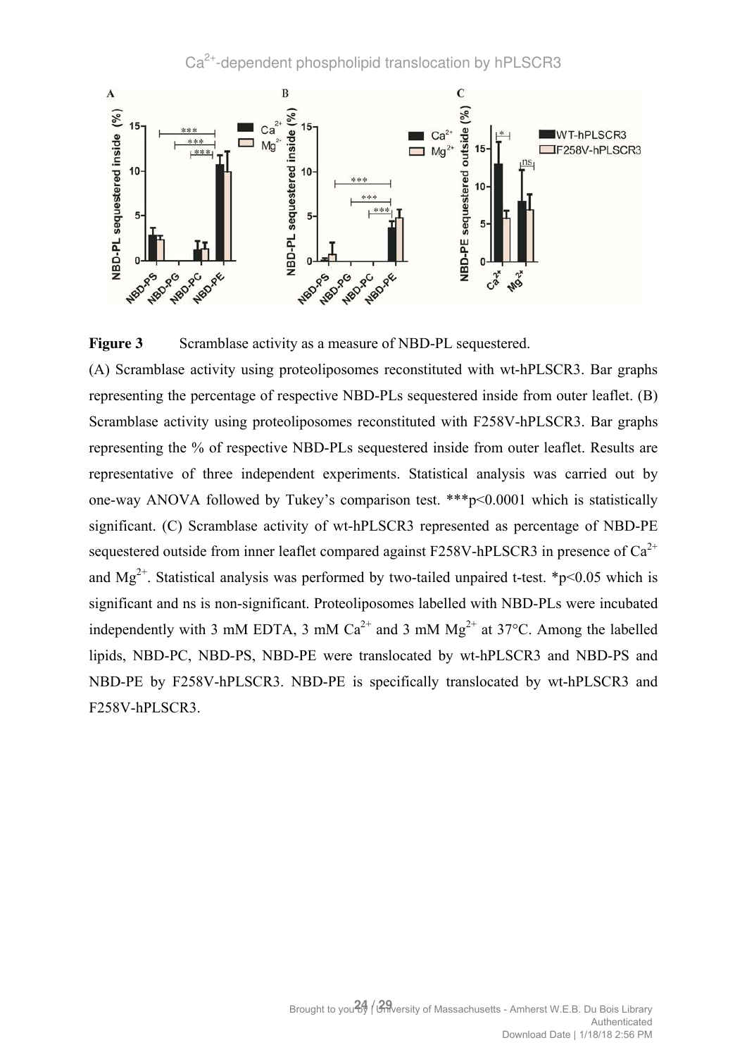A

NBD-PL sequestered inside (%)

15
10
5
0

***
***
***

Ca$^{2+}$
Mg$^{2+}$

NBD-PS NBD-PG NBD-PC NBD-PE

B

NBD-PL sequestered inside (%)

15
10
5
0

***
***
***

Ca$^{2+}$
Mg$^{2+}$

NBD-PS NBD-PG NBD-PC NBD-PE

C

NBD-PE sequestered outside (%)

15
10
5
0

*
ns

WT-hPLSCR3
F258V-hPLSCR3

Ca$^{2+}$ Mg$^{2+}$

**Figure 3** Scramblase activity as a measure of NBD-PL sequestered.

(A) Scramblase activity using proteoliposomes reconstituted with wt-hPLSCR3. Bar graphs representing the percentage of respective NBD-PLs sequestered inside from outer leaflet. (B) Scramblase activity using proteoliposomes reconstituted with F258V-hPLSCR3. Bar graphs representing the % of respective NBD-PLs sequestered inside from outer leaflet. Results are representative of three independent experiments. Statistical analysis was carried out by one-way ANOVA followed by Tukey's comparison test. ***$p<0.0001$ which is statistically significant. (C) Scramblase activity of wt-hPLSCR3 represented as percentage of NBD-PE sequestered outside from inner leaflet compared against F258V-hPLSCR3 in presence of $Ca^{2+}$ and $Mg^{2+}$. Statistical analysis was performed by two-tailed unpaired t-test. *$p<0.05$ which is significant and ns is non-significant. Proteoliposomes labelled with NBD-PLs were incubated independently with 3 mM EDTA, 3 mM $Ca^{2+}$ and 3 mM $Mg^{2+}$ at 37°C. Among the labelled lipids, NBD-PC, NBD-PS, NBD-PE were translocated by wt-hPLSCR3 and NBD-PS and NBD-PE by F258V-hPLSCR3. NBD-PE is specifically translocated by wt-hPLSCR3 and F258V-hPLSCR3.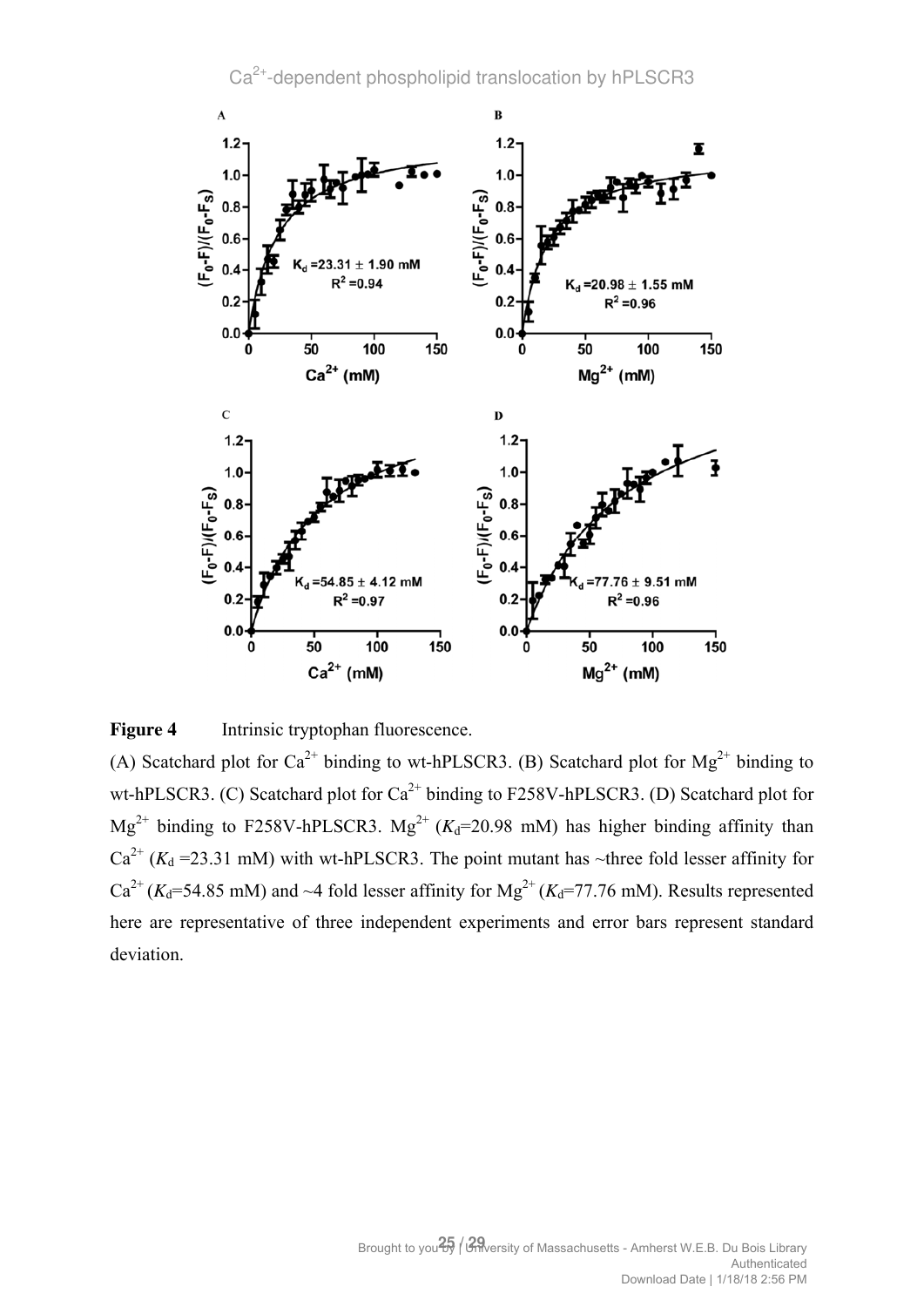A

$K_d$ =23.31 ± 1.90 mM
$R^2$ =0.94

$(F_0\text{-}F)/(F_0\text{-}F_S)$

$Ca^{2+}$ (mM)

B

$K_d$ =20.98 ± 1.55 mM
$R^2$ =0.96

$(F_0\text{-}F)/(F_0\text{-}F_S)$

$Mg^{2+}$ (mM)

C

$K_d$ =54.85 ± 4.12 mM
$R^2$ =0.97

$(F_0\text{-}F)/(F_0\text{-}F_S)$

$Ca^{2+}$ (mM)

D

$K_d$ =77.76 ± 9.51 mM
$R^2$ =0.96

$(F_0\text{-}F)/(F_0\text{-}F_S)$

$Mg^{2+}$ (mM)

**Figure 4** Intrinsic tryptophan fluorescence.

(A) Scatchard plot for $Ca^{2+}$ binding to wt-hPLSCR3. (B) Scatchard plot for $Mg^{2+}$ binding to wt-hPLSCR3. (C) Scatchard plot for $Ca^{2+}$ binding to F258V-hPLSCR3. (D) Scatchard plot for $Mg^{2+}$ binding to F258V-hPLSCR3. $Mg^{2+}$ ($K_d$=20.98 mM) has higher binding affinity than $Ca^{2+}$ ($K_d$ =23.31 mM) with wt-hPLSCR3. The point mutant has ~three fold lesser affinity for $Ca^{2+}$ ($K_d$=54.85 mM) and ~4 fold lesser affinity for $Mg^{2+}$ ($K_d$=77.76 mM). Results represented here are representative of three independent experiments and error bars represent standard deviation.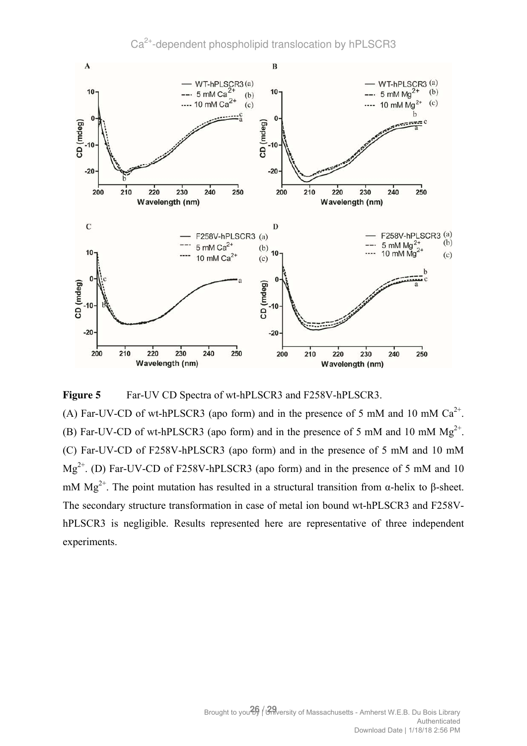A

WT-hPLSCR3 (a)
5 mM $Ca^{2+}$ (b)
10 mM $Ca^{2+}$ (c)

CD (mdeg)
10
0
-10
-20
200 210 220 230 240 250
Wavelength (nm)

B

WT-hPLSCR3 (a)
5 mM $Mg^{2+}$ (b)
10 mM $Mg^{2+}$ (c)

CD (mdeg)
10
0
-10
-20
200 210 220 230 240 250
Wavelength (nm)

C

F258V-hPLSCR3 (a)
5 mM $Ca^{2+}$ (b)
10 mM $Ca^{2+}$ (c)

CD (mdeg)
10
0
-10
-20
200 210 220 230 240 250
Wavelength (nm)

D

F258V-hPLSCR3 (a)
5 mM $Mg^{2+}$ (b)
10 mM $Mg^{2+}$ (c)

CD (mdeg)
10
0
-10
-20
200 210 220 230 240 250
Wavelength (nm)

**Figure 5** Far-UV CD Spectra of wt-hPLSCR3 and F258V-hPLSCR3.

(A) Far-UV-CD of wt-hPLSCR3 (apo form) and in the presence of 5 mM and 10 mM $Ca^{2+}$. (B) Far-UV-CD of wt-hPLSCR3 (apo form) and in the presence of 5 mM and 10 mM $Mg^{2+}$. (C) Far-UV-CD of F258V-hPLSCR3 (apo form) and in the presence of 5 mM and 10 mM $Mg^{2+}$. (D) Far-UV-CD of F258V-hPLSCR3 (apo form) and in the presence of 5 mM and 10 mM $Mg^{2+}$. The point mutation has resulted in a structural transition from α-helix to β-sheet. The secondary structure transformation in case of metal ion bound wt-hPLSCR3 and F258V-hPLSCR3 is negligible. Results represented here are representative of three independent experiments.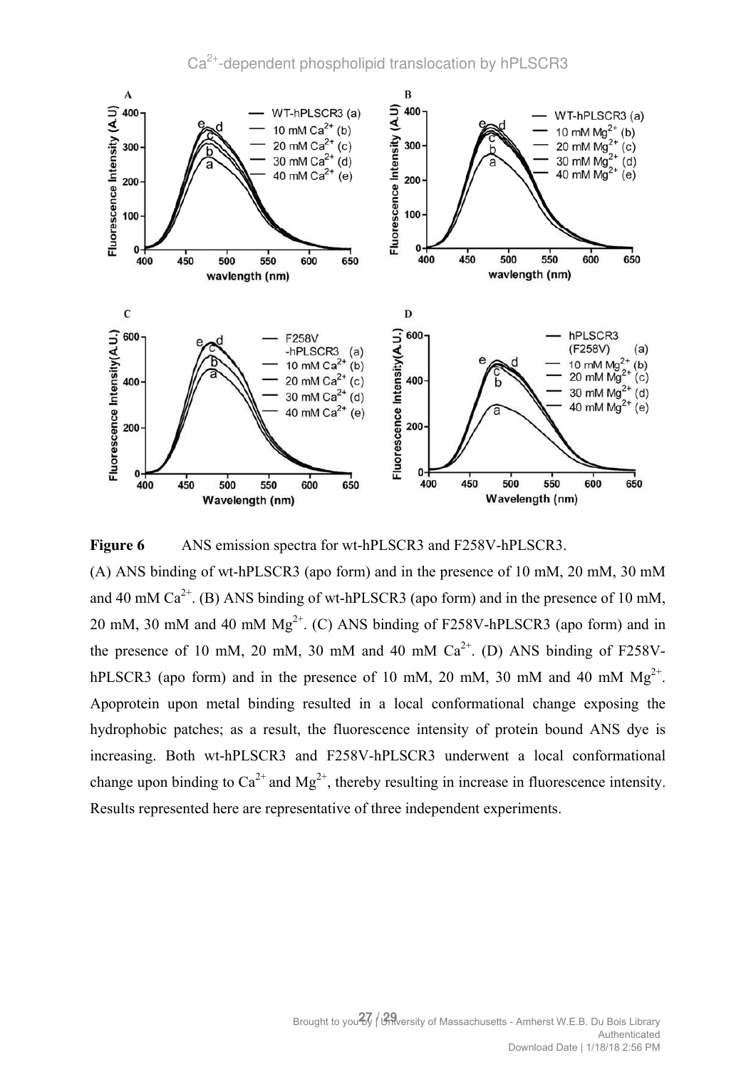A

Fluorescence Intensity (A.U)

400
300
200
100
0

400 450 500 550 600 650

wavlength (nm)

WT-hPLSCR3 (a)
10 mM $Ca^{2+}$ (b)
20 mM $Ca^{2+}$ (c)
30 mM $Ca^{2+}$ (d)
40 mM $Ca^{2+}$ (e)

B

Fluorescence Intensity (A.U)

400
300
200
100
0

400 450 500 550 600 650

wavlength (nm)

WT-hPLSCR3 (a)
10 mM $Mg^{2+}$ (b)
20 mM $Mg^{2+}$ (c)
30 mM $Mg^{2+}$ (d)
40 mM $Mg^{2+}$ (e)

C

Fluorescence Intensity(A.U.)

600
400
200
0

400 450 500 550 600 650

Wavelength (nm)

F258V -hPLSCR3 (a)
10 mM $Ca^{2+}$ (b)
20 mM $Ca^{2+}$ (c)
30 mM $Ca^{2+}$ (d)
40 mM $Ca^{2+}$ (e)

D

Fluorescence Intensity(A.U.)

600
400
200
0

400 450 500 550 600 650

Wavelength (nm)

hPLSCR3 (F258V) (a)
10 mM $Mg^{2+}$ (b)
20 mM $Mg^{2+}$ (c)
30 mM $Mg^{2+}$ (d)
40 mM $Mg^{2+}$ (e)

**Figure 6** ANS emission spectra for wt-hPLSCR3 and F258V-hPLSCR3.

(A) ANS binding of wt-hPLSCR3 (apo form) and in the presence of 10 mM, 20 mM, 30 mM and 40 mM $Ca^{2+}$. (B) ANS binding of wt-hPLSCR3 (apo form) and in the presence of 10 mM, 20 mM, 30 mM and 40 mM $Mg^{2+}$. (C) ANS binding of F258V-hPLSCR3 (apo form) and in the presence of 10 mM, 20 mM, 30 mM and 40 mM $Ca^{2+}$. (D) ANS binding of F258V-hPLSCR3 (apo form) and in the presence of 10 mM, 20 mM, 30 mM and 40 mM $Mg^{2+}$. Apoprotein upon metal binding resulted in a local conformational change exposing the hydrophobic patches; as a result, the fluorescence intensity of protein bound ANS dye is increasing. Both wt-hPLSCR3 and F258V-hPLSCR3 underwent a local conformational change upon binding to $Ca^{2+}$ and $Mg^{2+}$, thereby resulting in increase in fluorescence intensity. Results represented here are representative of three independent experiments.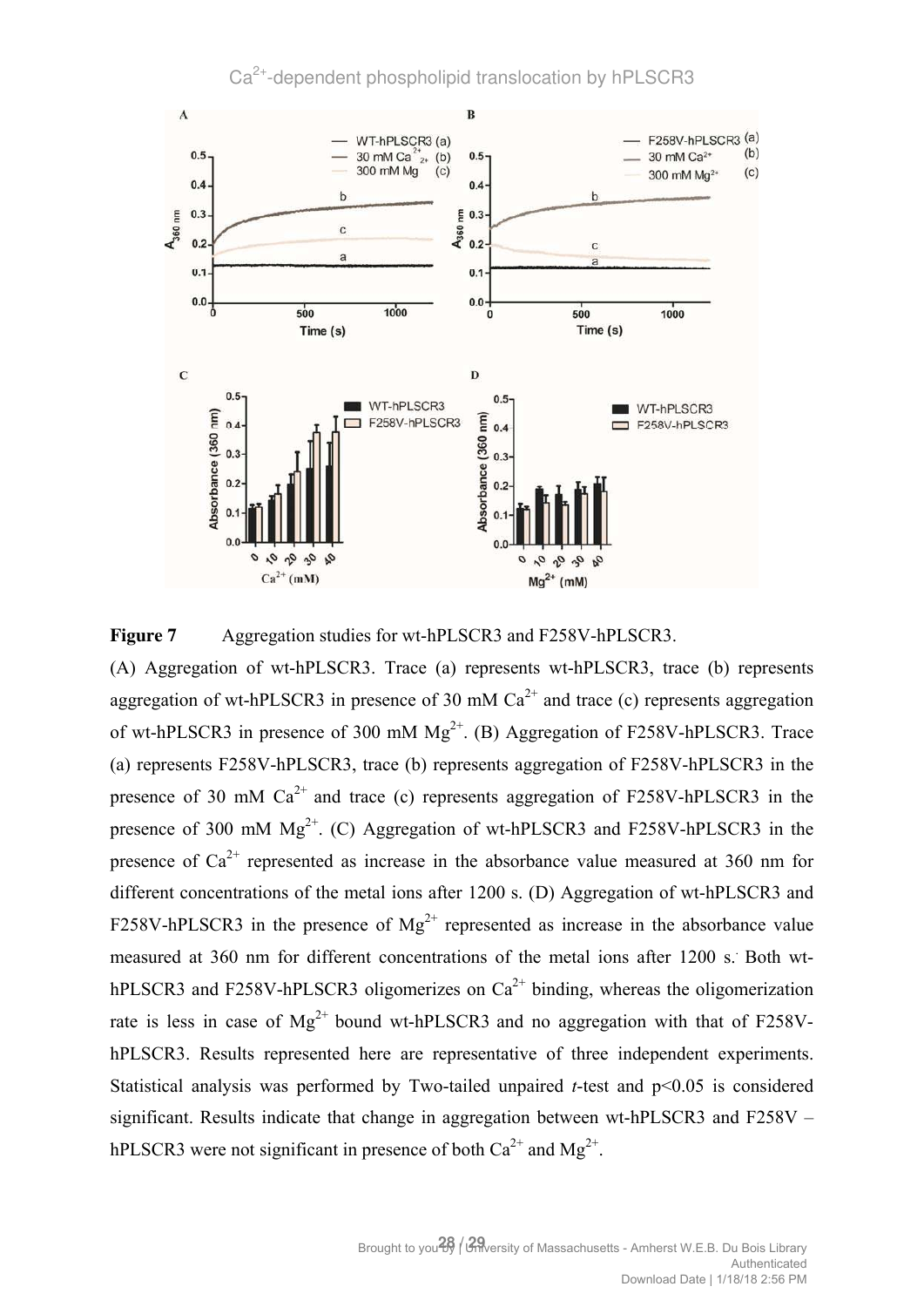A

WT-hPLSCR3 (a)
30 mM $Ca^{2+}$ (b)
300 mM Mg (c)

0.5
0.4
0.3
0.2
0.1
0.0
$A_{360\ nm}$
0
500
1000
Time (s)

B

F258V-hPLSCR3 (a)
30 mM $Ca^{2+}$ (b)
300 mM $Mg^{2+}$ (c)

0.5
0.4
0.3
0.2
0.1
0.0
$A_{360\ nm}$
0
500
1000
Time (s)

C

WT-hPLSCR3
F258V-hPLSCR3

Absorbance (360 nm)
0.5
0.4
0.3
0.2
0.1
0.0
0
10
20
30
40
$Ca^{2+}$ (mM)

D

WT-hPLSCR3
F258V-hPLSCR3

Absorbance (360 nm)
0.5
0.4
0.3
0.2
0.1
0.0
0
10
20
30
40
$Mg^{2+}$ (mM)

**Figure 7** Aggregation studies for wt-hPLSCR3 and F258V-hPLSCR3.

(A) Aggregation of wt-hPLSCR3. Trace (a) represents wt-hPLSCR3, trace (b) represents aggregation of wt-hPLSCR3 in presence of 30 mM $Ca^{2+}$ and trace (c) represents aggregation of wt-hPLSCR3 in presence of 300 mM $Mg^{2+}$. (B) Aggregation of F258V-hPLSCR3. Trace (a) represents F258V-hPLSCR3, trace (b) represents aggregation of F258V-hPLSCR3 in the presence of 30 mM $Ca^{2+}$ and trace (c) represents aggregation of F258V-hPLSCR3 in the presence of 300 mM $Mg^{2+}$. (C) Aggregation of wt-hPLSCR3 and F258V-hPLSCR3 in the presence of $Ca^{2+}$ represented as increase in the absorbance value measured at 360 nm for different concentrations of the metal ions after 1200 s. (D) Aggregation of wt-hPLSCR3 and F258V-hPLSCR3 in the presence of $Mg^{2+}$ represented as increase in the absorbance value measured at 360 nm for different concentrations of the metal ions after 1200 s. Both wt-hPLSCR3 and F258V-hPLSCR3 oligomerizes on $Ca^{2+}$ binding, whereas the oligomerization rate is less in case of $Mg^{2+}$ bound wt-hPLSCR3 and no aggregation with that of F258V-hPLSCR3. Results represented here are representative of three independent experiments. Statistical analysis was performed by Two-tailed unpaired *t*-test and $p<0.05$ is considered significant. Results indicate that change in aggregation between wt-hPLSCR3 and F258V – hPLSCR3 were not significant in presence of both $Ca^{2+}$ and $Mg^{2+}$.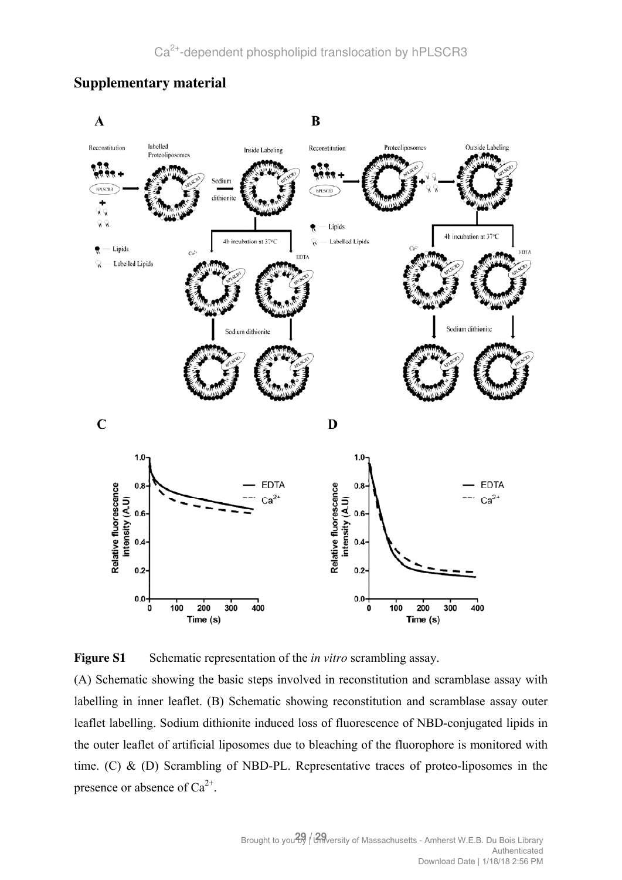## Supplementary material

A

Reconstitution

labelled Proteoliposomes

Inside Labeling

Sodium dithionite

hPLSCR3

Lipids

Labelled Lipids

4h incubation at 37°C

$Ca^{2+}$

EDTA

Sodium dithionite

B

Reconstitution

Proteoliposomes

Outside Labeling

hPLSCR3

Lipids

Labelled Lipids

4h incubation at 37°C

$Ca^{2+}$

EDTA

Sodium dithionite

C

Relative fluorescence intensity (A.U)

Time (s)

EDTA

$Ca^{2+}$

1.0
0.8
0.6
0.4
0.2
0.0

0
100
200
300
400

D

Relative fluorescence intensity (A.U)

Time (s)

EDTA

$Ca^{2+}$

1.0
0.8
0.6
0.4
0.2
0.0

0
100
200
300
400

**Figure S1** Schematic representation of the *in vitro* scrambling assay.

(A) Schematic showing the basic steps involved in reconstitution and scramblase assay with labelling in inner leaflet. (B) Schematic showing reconstitution and scramblase assay outer leaflet labelling. Sodium dithionite induced loss of fluorescence of NBD-conjugated lipids in the outer leaflet of artificial liposomes due to bleaching of the fluorophore is monitored with time. (C) & (D) Scrambling of NBD-PL. Representative traces of proteo-liposomes in the presence or absence of $Ca^{2+}$.